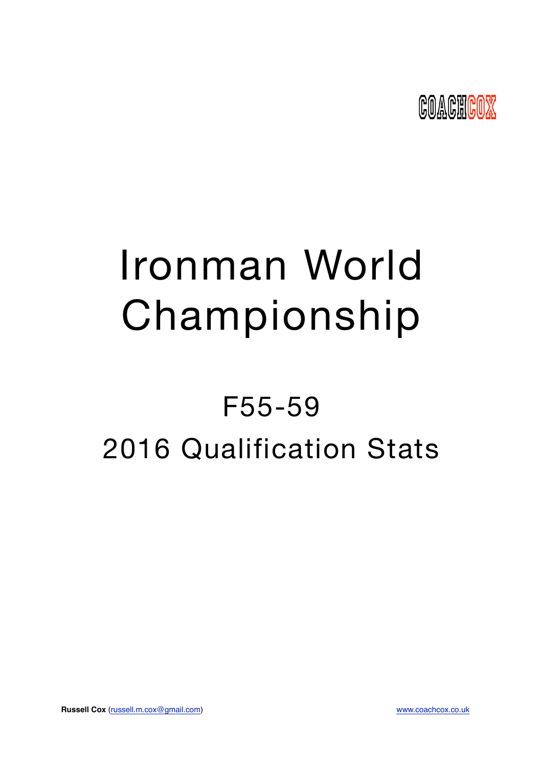COACHCOX

# Ironman World Championship

## F55-59

## 2016 Qualification Stats

**Russell Cox** (russell.m.cox@gmail.com)

www.coachcox.co.uk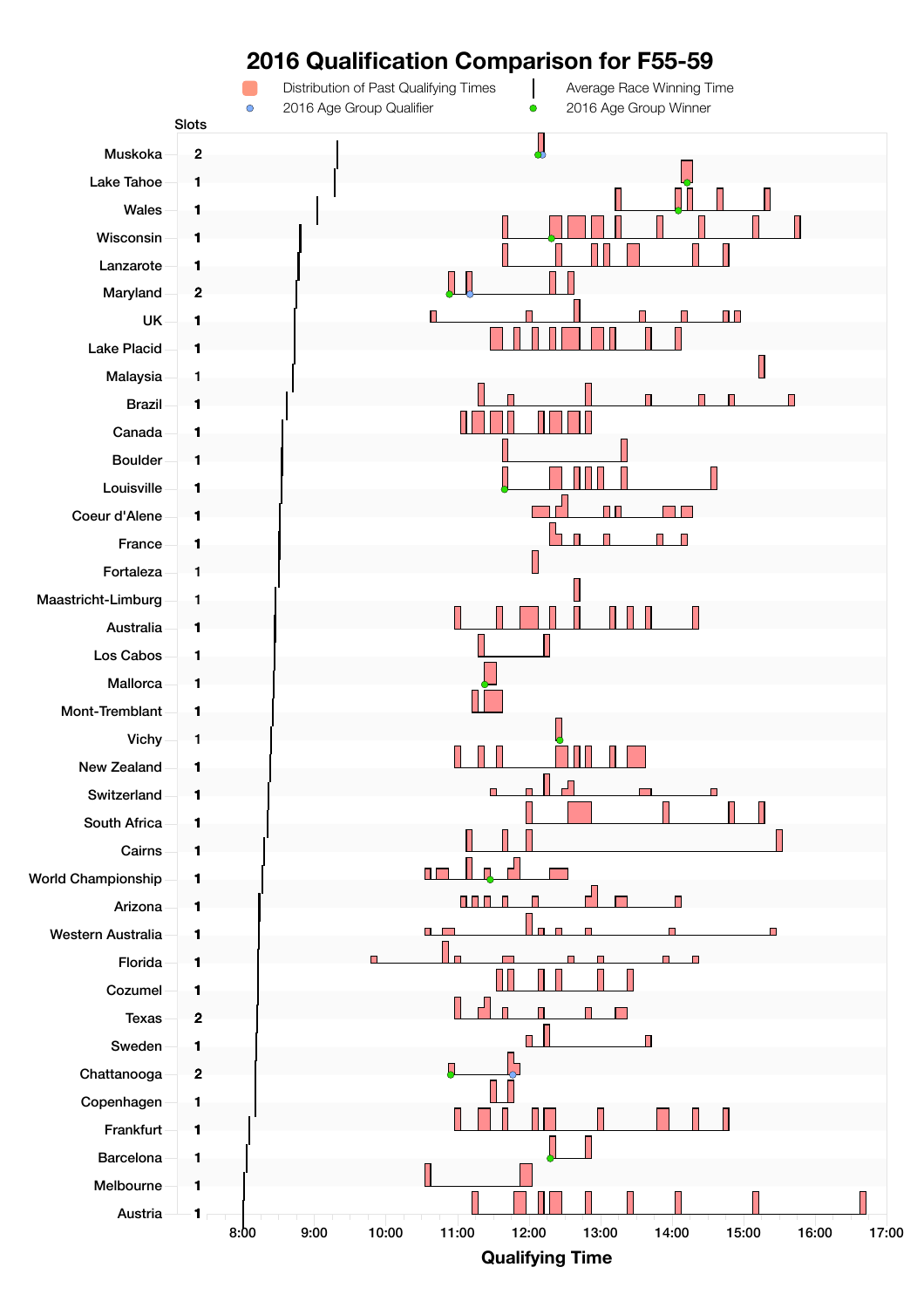# 2016 Qualification Comparison for F55-59

Distribution of Past Qualifying Times | Average Race Winning Time | 2016 Age Group Qualifier | 2016 Age Group Winner

| Race | Slots |
|---|---|
| Muskoka | 2 |
| Lake Tahoe | 1 |
| Wales | 1 |
| Wisconsin | 1 |
| Lanzarote | 1 |
| Maryland | 2 |
| UK | 1 |
| Lake Placid | 1 |
| Malaysia | 1 |
| Brazil | 1 |
| Canada | 1 |
| Boulder | 1 |
| Louisville | 1 |
| Coeur d'Alene | 1 |
| France | 1 |
| Fortaleza | 1 |
| Maastricht-Limburg | 1 |
| Australia | 1 |
| Los Cabos | 1 |
| Mallorca | 1 |
| Mont-Tremblant | 1 |
| Vichy | 1 |
| New Zealand | 1 |
| Switzerland | 1 |
| South Africa | 1 |
| Cairns | 1 |
| World Championship | 1 |
| Arizona | 1 |
| Western Australia | 1 |
| Florida | 1 |
| Cozumel | 1 |
| Texas | 2 |
| Sweden | 1 |
| Chattanooga | 2 |
| Copenhagen | 1 |
| Frankfurt | 1 |
| Barcelona | 1 |
| Melbourne | 1 |
| Austria | 1 |

Qualifying Time: 8:00, 9:00, 10:00, 11:00, 12:00, 13:00, 14:00, 15:00, 16:00, 17:00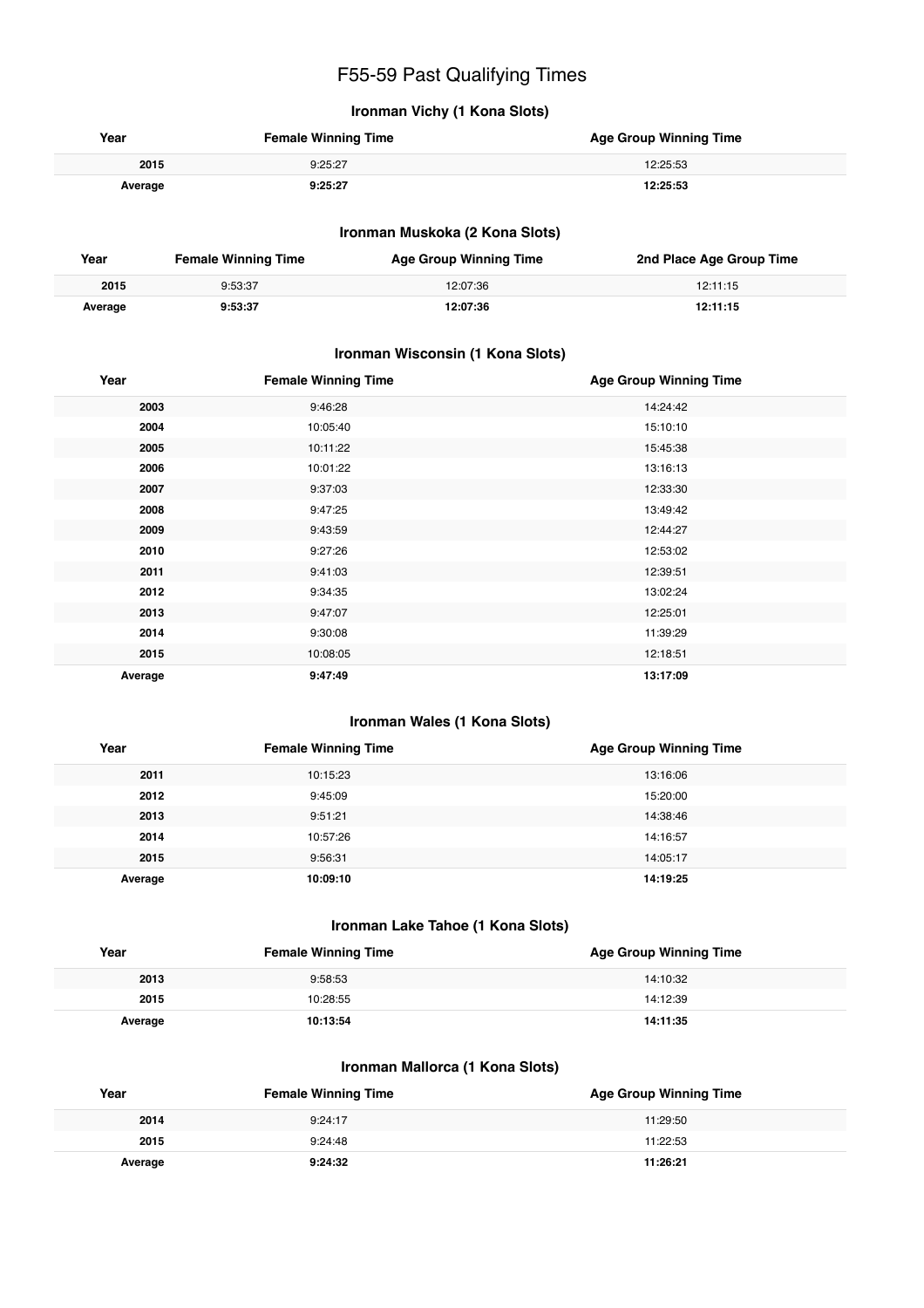# F55-59 Past Qualifying Times

### Ironman Vichy (1 Kona Slots)

| Year | Female Winning Time | Age Group Winning Time |
|---|---|---|
| 2015 | 9:25:27 | 12:25:53 |
| **Average** | **9:25:27** | **12:25:53** |

### Ironman Muskoka (2 Kona Slots)

| Year | Female Winning Time | Age Group Winning Time | 2nd Place Age Group Time |
|---|---|---|---|
| 2015 | 9:53:37 | 12:07:36 | 12:11:15 |
| **Average** | **9:53:37** | **12:07:36** | **12:11:15** |

### Ironman Wisconsin (1 Kona Slots)

| Year | Female Winning Time | Age Group Winning Time |
|---|---|---|
| 2003 | 9:46:28 | 14:24:42 |
| 2004 | 10:05:40 | 15:10:10 |
| 2005 | 10:11:22 | 15:45:38 |
| 2006 | 10:01:22 | 13:16:13 |
| 2007 | 9:37:03 | 12:33:30 |
| 2008 | 9:47:25 | 13:49:42 |
| 2009 | 9:43:59 | 12:44:27 |
| 2010 | 9:27:26 | 12:53:02 |
| 2011 | 9:41:03 | 12:39:51 |
| 2012 | 9:34:35 | 13:02:24 |
| 2013 | 9:47:07 | 12:25:01 |
| 2014 | 9:30:08 | 11:39:29 |
| 2015 | 10:08:05 | 12:18:51 |
| **Average** | **9:47:49** | **13:17:09** |

### Ironman Wales (1 Kona Slots)

| Year | Female Winning Time | Age Group Winning Time |
|---|---|---|
| 2011 | 10:15:23 | 13:16:06 |
| 2012 | 9:45:09 | 15:20:00 |
| 2013 | 9:51:21 | 14:38:46 |
| 2014 | 10:57:26 | 14:16:57 |
| 2015 | 9:56:31 | 14:05:17 |
| **Average** | **10:09:10** | **14:19:25** |

### Ironman Lake Tahoe (1 Kona Slots)

| Year | Female Winning Time | Age Group Winning Time |
|---|---|---|
| 2013 | 9:58:53 | 14:10:32 |
| 2015 | 10:28:55 | 14:12:39 |
| **Average** | **10:13:54** | **14:11:35** |

### Ironman Mallorca (1 Kona Slots)

| Year | Female Winning Time | Age Group Winning Time |
|---|---|---|
| 2014 | 9:24:17 | 11:29:50 |
| 2015 | 9:24:48 | 11:22:53 |
| **Average** | **9:24:32** | **11:26:21** |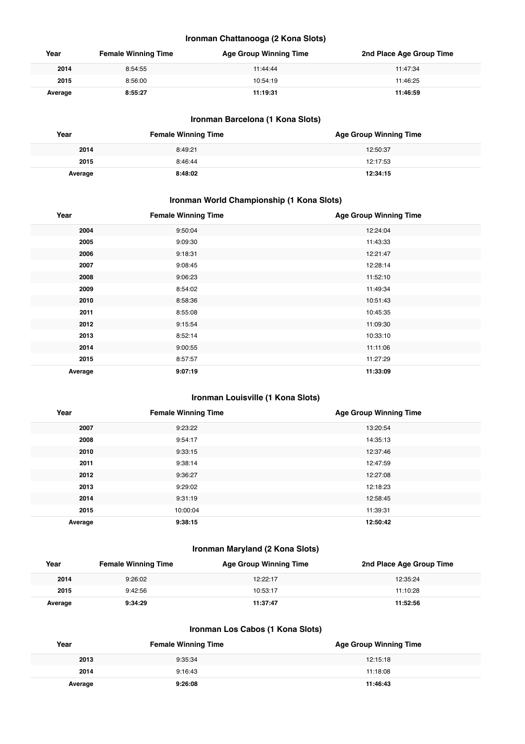### Ironman Chattanooga (2 Kona Slots)

| Year | Female Winning Time | Age Group Winning Time | 2nd Place Age Group Time |
|---|---|---|---|
| 2014 | 8:54:55 | 11:44:44 | 11:47:34 |
| 2015 | 8:56:00 | 10:54:19 | 11:46:25 |
| **Average** | **8:55:27** | **11:19:31** | **11:46:59** |

### Ironman Barcelona (1 Kona Slots)

| Year | Female Winning Time | Age Group Winning Time |
|---|---|---|
| 2014 | 8:49:21 | 12:50:37 |
| 2015 | 8:46:44 | 12:17:53 |
| **Average** | **8:48:02** | **12:34:15** |

### Ironman World Championship (1 Kona Slots)

| Year | Female Winning Time | Age Group Winning Time |
|---|---|---|
| 2004 | 9:50:04 | 12:24:04 |
| 2005 | 9:09:30 | 11:43:33 |
| 2006 | 9:18:31 | 12:21:47 |
| 2007 | 9:08:45 | 12:28:14 |
| 2008 | 9:06:23 | 11:52:10 |
| 2009 | 8:54:02 | 11:49:34 |
| 2010 | 8:58:36 | 10:51:43 |
| 2011 | 8:55:08 | 10:45:35 |
| 2012 | 9:15:54 | 11:09:30 |
| 2013 | 8:52:14 | 10:33:10 |
| 2014 | 9:00:55 | 11:11:06 |
| 2015 | 8:57:57 | 11:27:29 |
| **Average** | **9:07:19** | **11:33:09** |

### Ironman Louisville (1 Kona Slots)

| Year | Female Winning Time | Age Group Winning Time |
|---|---|---|
| 2007 | 9:23:22 | 13:20:54 |
| 2008 | 9:54:17 | 14:35:13 |
| 2010 | 9:33:15 | 12:37:46 |
| 2011 | 9:38:14 | 12:47:59 |
| 2012 | 9:36:27 | 12:27:08 |
| 2013 | 9:29:02 | 12:18:23 |
| 2014 | 9:31:19 | 12:58:45 |
| 2015 | 10:00:04 | 11:39:31 |
| **Average** | **9:38:15** | **12:50:42** |

### Ironman Maryland (2 Kona Slots)

| Year | Female Winning Time | Age Group Winning Time | 2nd Place Age Group Time |
|---|---|---|---|
| 2014 | 9:26:02 | 12:22:17 | 12:35:24 |
| 2015 | 9:42:56 | 10:53:17 | 11:10:28 |
| **Average** | **9:34:29** | **11:37:47** | **11:52:56** |

### Ironman Los Cabos (1 Kona Slots)

| Year | Female Winning Time | Age Group Winning Time |
|---|---|---|
| 2013 | 9:35:34 | 12:15:18 |
| 2014 | 9:16:43 | 11:18:08 |
| **Average** | **9:26:08** | **11:46:43** |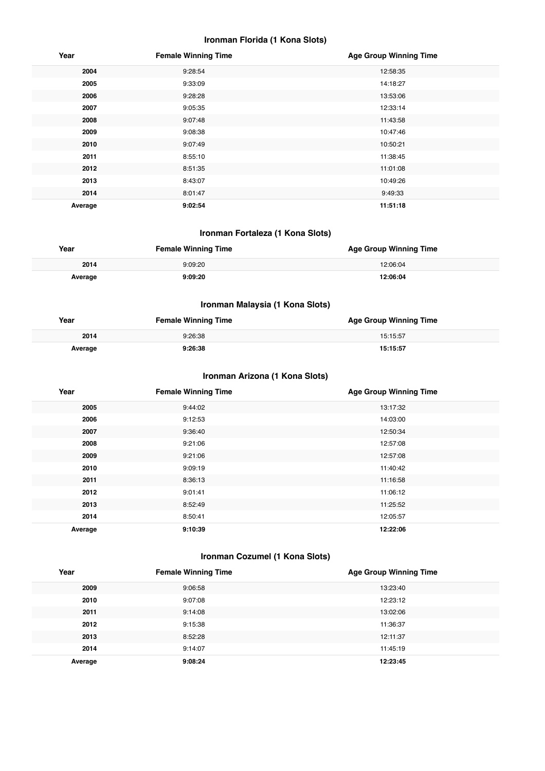### Ironman Florida (1 Kona Slots)

| Year | Female Winning Time | Age Group Winning Time |
|---|---|---|
| 2004 | 9:28:54 | 12:58:35 |
| 2005 | 9:33:09 | 14:18:27 |
| 2006 | 9:28:28 | 13:53:06 |
| 2007 | 9:05:35 | 12:33:14 |
| 2008 | 9:07:48 | 11:43:58 |
| 2009 | 9:08:38 | 10:47:46 |
| 2010 | 9:07:49 | 10:50:21 |
| 2011 | 8:55:10 | 11:38:45 |
| 2012 | 8:51:35 | 11:01:08 |
| 2013 | 8:43:07 | 10:49:26 |
| 2014 | 8:01:47 | 9:49:33 |
| **Average** | **9:02:54** | **11:51:18** |

### Ironman Fortaleza (1 Kona Slots)

| Year | Female Winning Time | Age Group Winning Time |
|---|---|---|
| 2014 | 9:09:20 | 12:06:04 |
| **Average** | **9:09:20** | **12:06:04** |

### Ironman Malaysia (1 Kona Slots)

| Year | Female Winning Time | Age Group Winning Time |
|---|---|---|
| 2014 | 9:26:38 | 15:15:57 |
| **Average** | **9:26:38** | **15:15:57** |

### Ironman Arizona (1 Kona Slots)

| Year | Female Winning Time | Age Group Winning Time |
|---|---|---|
| 2005 | 9:44:02 | 13:17:32 |
| 2006 | 9:12:53 | 14:03:00 |
| 2007 | 9:36:40 | 12:50:34 |
| 2008 | 9:21:06 | 12:57:08 |
| 2009 | 9:21:06 | 12:57:08 |
| 2010 | 9:09:19 | 11:40:42 |
| 2011 | 8:36:13 | 11:16:58 |
| 2012 | 9:01:41 | 11:06:12 |
| 2013 | 8:52:49 | 11:25:52 |
| 2014 | 8:50:41 | 12:05:57 |
| **Average** | **9:10:39** | **12:22:06** |

### Ironman Cozumel (1 Kona Slots)

| Year | Female Winning Time | Age Group Winning Time |
|---|---|---|
| 2009 | 9:06:58 | 13:23:40 |
| 2010 | 9:07:08 | 12:23:12 |
| 2011 | 9:14:08 | 13:02:06 |
| 2012 | 9:15:38 | 11:36:37 |
| 2013 | 8:52:28 | 12:11:37 |
| 2014 | 9:14:07 | 11:45:19 |
| **Average** | **9:08:24** | **12:23:45** |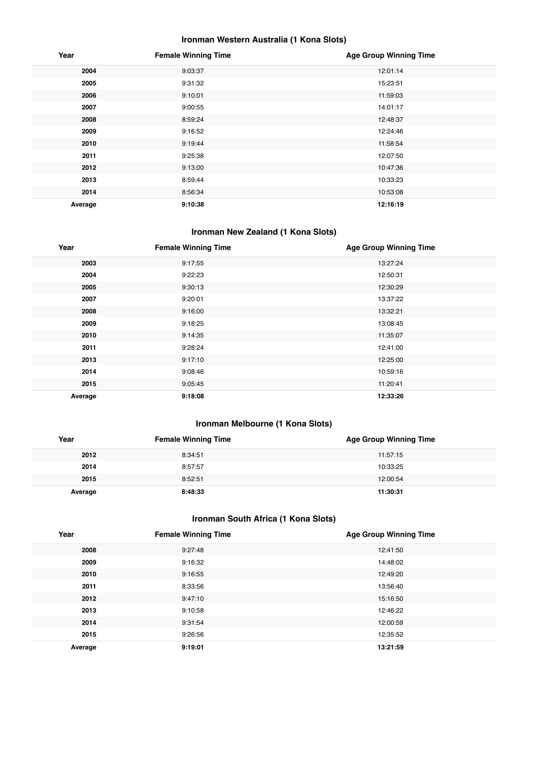### Ironman Western Australia (1 Kona Slots)

| Year | Female Winning Time | Age Group Winning Time |
| --- | --- | --- |
| 2004 | 9:03:37 | 12:01:14 |
| 2005 | 9:31:32 | 15:23:51 |
| 2006 | 9:10:01 | 11:59:03 |
| 2007 | 9:00:55 | 14:01:17 |
| 2008 | 8:59:24 | 12:48:37 |
| 2009 | 9:16:52 | 12:24:46 |
| 2010 | 9:19:44 | 11:58:54 |
| 2011 | 9:25:38 | 12:07:50 |
| 2012 | 9:13:00 | 10:47:36 |
| 2013 | 8:59:44 | 10:33:23 |
| 2014 | 8:56:34 | 10:53:08 |
| **Average** | **9:10:38** | **12:16:19** |

### Ironman New Zealand (1 Kona Slots)

| Year | Female Winning Time | Age Group Winning Time |
| --- | --- | --- |
| 2003 | 9:17:55 | 13:27:24 |
| 2004 | 9:22:23 | 12:50:31 |
| 2005 | 9:30:13 | 12:30:29 |
| 2007 | 9:20:01 | 13:37:22 |
| 2008 | 9:16:00 | 13:32:21 |
| 2009 | 9:18:25 | 13:08:45 |
| 2010 | 9:14:35 | 11:35:07 |
| 2011 | 9:28:24 | 12:41:00 |
| 2013 | 9:17:10 | 12:25:00 |
| 2014 | 9:08:46 | 10:59:16 |
| 2015 | 9:05:45 | 11:20:41 |
| **Average** | **9:18:08** | **12:33:26** |

### Ironman Melbourne (1 Kona Slots)

| Year | Female Winning Time | Age Group Winning Time |
| --- | --- | --- |
| 2012 | 8:34:51 | 11:57:15 |
| 2014 | 8:57:57 | 10:33:25 |
| 2015 | 8:52:51 | 12:00:54 |
| **Average** | **8:48:33** | **11:30:31** |

### Ironman South Africa (1 Kona Slots)

| Year | Female Winning Time | Age Group Winning Time |
| --- | --- | --- |
| 2008 | 9:27:48 | 12:41:50 |
| 2009 | 9:16:32 | 14:48:02 |
| 2010 | 9:16:55 | 12:49:20 |
| 2011 | 8:33:56 | 13:56:40 |
| 2012 | 9:47:10 | 15:16:50 |
| 2013 | 9:10:58 | 12:46:22 |
| 2014 | 9:31:54 | 12:00:59 |
| 2015 | 9:26:56 | 12:35:52 |
| **Average** | **9:19:01** | **13:21:59** |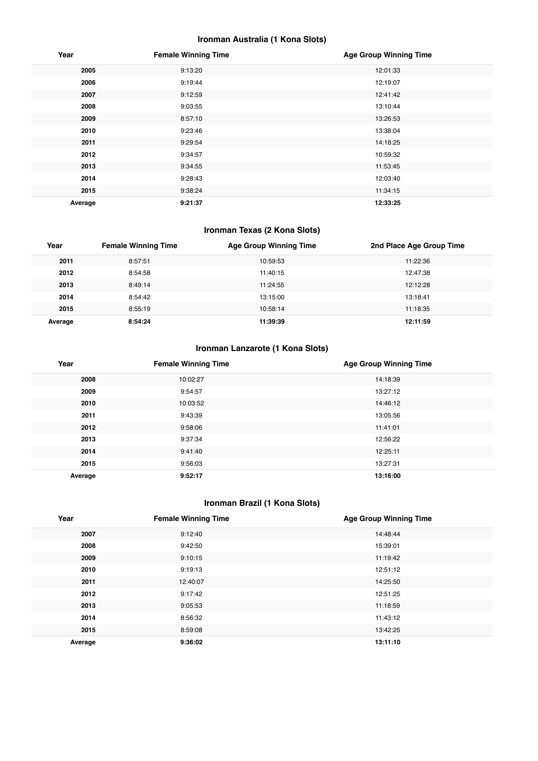### Ironman Australia (1 Kona Slots)

| Year | Female Winning Time | Age Group Winning Time |
|---|---|---|
| **2005** | 9:13:20 | 12:01:33 |
| **2006** | 9:19:44 | 12:19:07 |
| **2007** | 9:12:59 | 12:41:42 |
| **2008** | 9:03:55 | 13:10:44 |
| **2009** | 8:57:10 | 13:26:53 |
| **2010** | 9:23:46 | 13:38:04 |
| **2011** | 9:29:54 | 14:18:25 |
| **2012** | 9:34:57 | 10:59:32 |
| **2013** | 9:34:55 | 11:53:45 |
| **2014** | 9:28:43 | 12:03:40 |
| **2015** | 9:38:24 | 11:34:15 |
| **Average** | **9:21:37** | **12:33:25** |

### Ironman Texas (2 Kona Slots)

| Year | Female Winning Time | Age Group Winning Time | 2nd Place Age Group Time |
|---|---|---|---|
| **2011** | 8:57:51 | 10:59:53 | 11:22:36 |
| **2012** | 8:54:58 | 11:40:15 | 12:47:38 |
| **2013** | 8:49:14 | 11:24:55 | 12:12:28 |
| **2014** | 8:54:42 | 13:15:00 | 13:18:41 |
| **2015** | 8:55:19 | 10:58:14 | 11:18:35 |
| **Average** | **8:54:24** | **11:39:39** | **12:11:59** |

### Ironman Lanzarote (1 Kona Slots)

| Year | Female Winning Time | Age Group Winning Time |
|---|---|---|
| **2008** | 10:02:27 | 14:18:39 |
| **2009** | 9:54:57 | 13:27:12 |
| **2010** | 10:03:52 | 14:46:12 |
| **2011** | 9:43:39 | 13:05:56 |
| **2012** | 9:58:06 | 11:41:01 |
| **2013** | 9:37:34 | 12:56:22 |
| **2014** | 9:41:40 | 12:25:11 |
| **2015** | 9:56:03 | 13:27:31 |
| **Average** | **9:52:17** | **13:16:00** |

### Ironman Brazil (1 Kona Slots)

| Year | Female Winning Time | Age Group Winning Time |
|---|---|---|
| **2007** | 9:12:40 | 14:48:44 |
| **2008** | 9:42:50 | 15:39:01 |
| **2009** | 9:10:15 | 11:19:42 |
| **2010** | 9:19:13 | 12:51:12 |
| **2011** | 12:40:07 | 14:25:50 |
| **2012** | 9:17:42 | 12:51:25 |
| **2013** | 9:05:53 | 11:18:59 |
| **2014** | 8:56:32 | 11:43:12 |
| **2015** | 8:59:08 | 13:42:25 |
| **Average** | **9:36:02** | **13:11:10** |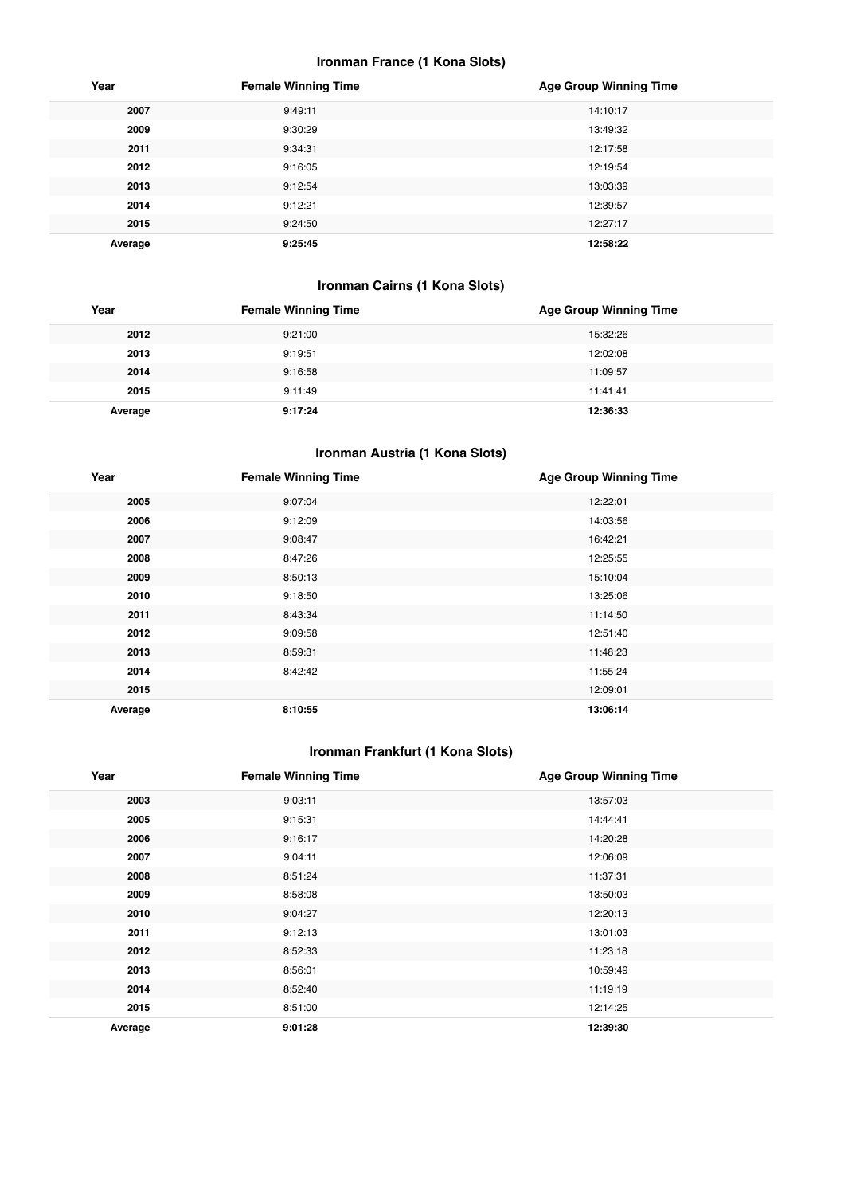### Ironman France (1 Kona Slots)

| Year | Female Winning Time | Age Group Winning Time |
|---|---|---|
| **2007** | 9:49:11 | 14:10:17 |
| **2009** | 9:30:29 | 13:49:32 |
| **2011** | 9:34:31 | 12:17:58 |
| **2012** | 9:16:05 | 12:19:54 |
| **2013** | 9:12:54 | 13:03:39 |
| **2014** | 9:12:21 | 12:39:57 |
| **2015** | 9:24:50 | 12:27:17 |
| **Average** | **9:25:45** | **12:58:22** |

### Ironman Cairns (1 Kona Slots)

| Year | Female Winning Time | Age Group Winning Time |
|---|---|---|
| **2012** | 9:21:00 | 15:32:26 |
| **2013** | 9:19:51 | 12:02:08 |
| **2014** | 9:16:58 | 11:09:57 |
| **2015** | 9:11:49 | 11:41:41 |
| **Average** | **9:17:24** | **12:36:33** |

### Ironman Austria (1 Kona Slots)

| Year | Female Winning Time | Age Group Winning Time |
|---|---|---|
| **2005** | 9:07:04 | 12:22:01 |
| **2006** | 9:12:09 | 14:03:56 |
| **2007** | 9:08:47 | 16:42:21 |
| **2008** | 8:47:26 | 12:25:55 |
| **2009** | 8:50:13 | 15:10:04 |
| **2010** | 9:18:50 | 13:25:06 |
| **2011** | 8:43:34 | 11:14:50 |
| **2012** | 9:09:58 | 12:51:40 |
| **2013** | 8:59:31 | 11:48:23 |
| **2014** | 8:42:42 | 11:55:24 |
| **2015** | | 12:09:01 |
| **Average** | **8:10:55** | **13:06:14** |

### Ironman Frankfurt (1 Kona Slots)

| Year | Female Winning Time | Age Group Winning Time |
|---|---|---|
| **2003** | 9:03:11 | 13:57:03 |
| **2005** | 9:15:31 | 14:44:41 |
| **2006** | 9:16:17 | 14:20:28 |
| **2007** | 9:04:11 | 12:06:09 |
| **2008** | 8:51:24 | 11:37:31 |
| **2009** | 8:58:08 | 13:50:03 |
| **2010** | 9:04:27 | 12:20:13 |
| **2011** | 9:12:13 | 13:01:03 |
| **2012** | 8:52:33 | 11:23:18 |
| **2013** | 8:56:01 | 10:59:49 |
| **2014** | 8:52:40 | 11:19:19 |
| **2015** | 8:51:00 | 12:14:25 |
| **Average** | **9:01:28** | **12:39:30** |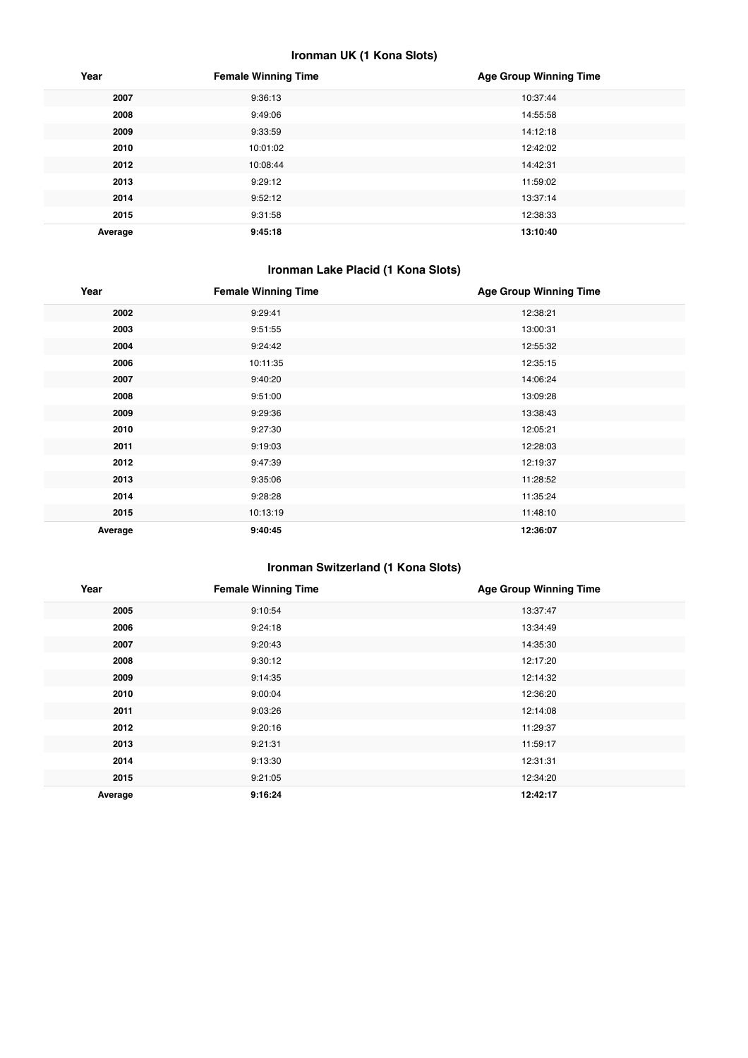### Ironman UK (1 Kona Slots)

| Year | Female Winning Time | Age Group Winning Time |
|---|---|---|
| **2007** | 9:36:13 | 10:37:44 |
| **2008** | 9:49:06 | 14:55:58 |
| **2009** | 9:33:59 | 14:12:18 |
| **2010** | 10:01:02 | 12:42:02 |
| **2012** | 10:08:44 | 14:42:31 |
| **2013** | 9:29:12 | 11:59:02 |
| **2014** | 9:52:12 | 13:37:14 |
| **2015** | 9:31:58 | 12:38:33 |
| **Average** | **9:45:18** | **13:10:40** |

### Ironman Lake Placid (1 Kona Slots)

| Year | Female Winning Time | Age Group Winning Time |
|---|---|---|
| **2002** | 9:29:41 | 12:38:21 |
| **2003** | 9:51:55 | 13:00:31 |
| **2004** | 9:24:42 | 12:55:32 |
| **2006** | 10:11:35 | 12:35:15 |
| **2007** | 9:40:20 | 14:06:24 |
| **2008** | 9:51:00 | 13:09:28 |
| **2009** | 9:29:36 | 13:38:43 |
| **2010** | 9:27:30 | 12:05:21 |
| **2011** | 9:19:03 | 12:28:03 |
| **2012** | 9:47:39 | 12:19:37 |
| **2013** | 9:35:06 | 11:28:52 |
| **2014** | 9:28:28 | 11:35:24 |
| **2015** | 10:13:19 | 11:48:10 |
| **Average** | **9:40:45** | **12:36:07** |

### Ironman Switzerland (1 Kona Slots)

| Year | Female Winning Time | Age Group Winning Time |
|---|---|---|
| **2005** | 9:10:54 | 13:37:47 |
| **2006** | 9:24:18 | 13:34:49 |
| **2007** | 9:20:43 | 14:35:30 |
| **2008** | 9:30:12 | 12:17:20 |
| **2009** | 9:14:35 | 12:14:32 |
| **2010** | 9:00:04 | 12:36:20 |
| **2011** | 9:03:26 | 12:14:08 |
| **2012** | 9:20:16 | 11:29:37 |
| **2013** | 9:21:31 | 11:59:17 |
| **2014** | 9:13:30 | 12:31:31 |
| **2015** | 9:21:05 | 12:34:20 |
| **Average** | **9:16:24** | **12:42:17** |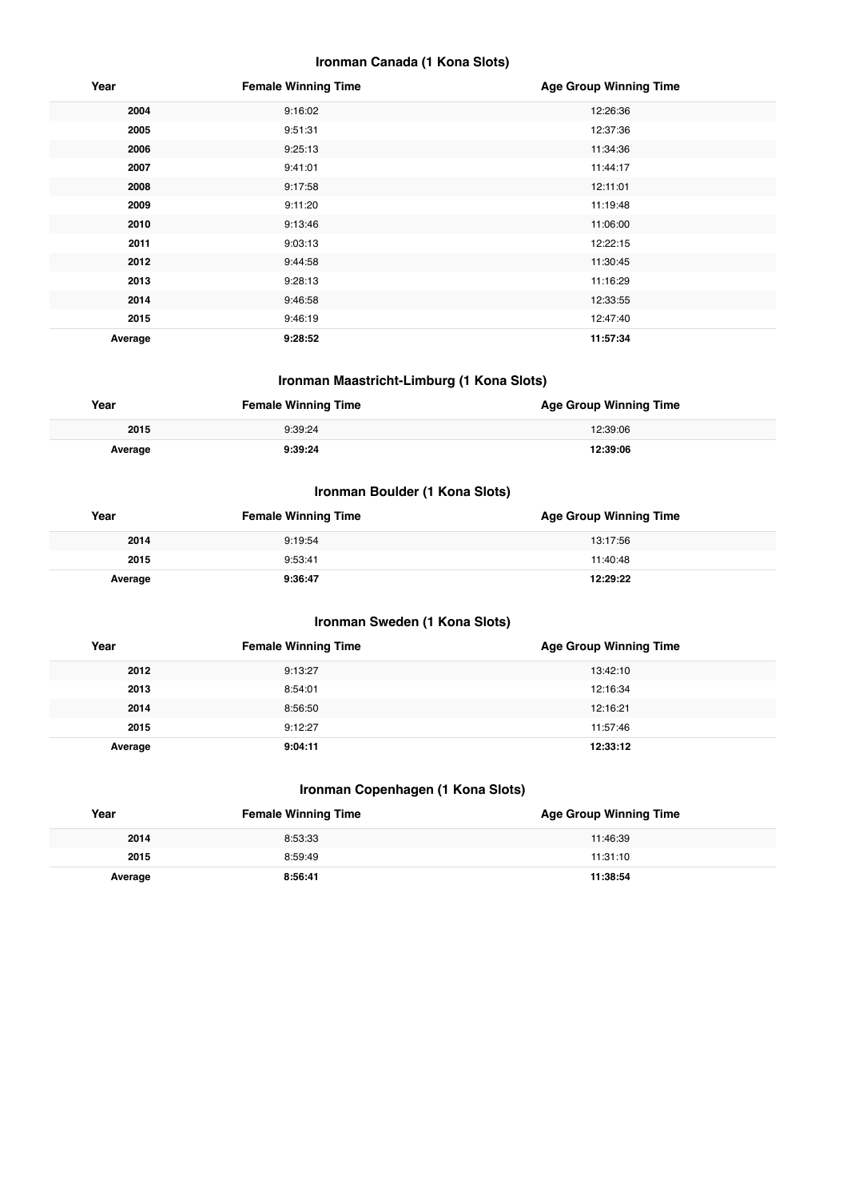### Ironman Canada (1 Kona Slots)

| Year | Female Winning Time | Age Group Winning Time |
| --- | --- | --- |
| 2004 | 9:16:02 | 12:26:36 |
| 2005 | 9:51:31 | 12:37:36 |
| 2006 | 9:25:13 | 11:34:36 |
| 2007 | 9:41:01 | 11:44:17 |
| 2008 | 9:17:58 | 12:11:01 |
| 2009 | 9:11:20 | 11:19:48 |
| 2010 | 9:13:46 | 11:06:00 |
| 2011 | 9:03:13 | 12:22:15 |
| 2012 | 9:44:58 | 11:30:45 |
| 2013 | 9:28:13 | 11:16:29 |
| 2014 | 9:46:58 | 12:33:55 |
| 2015 | 9:46:19 | 12:47:40 |
| **Average** | **9:28:52** | **11:57:34** |

### Ironman Maastricht-Limburg (1 Kona Slots)

| Year | Female Winning Time | Age Group Winning Time |
| --- | --- | --- |
| 2015 | 9:39:24 | 12:39:06 |
| **Average** | **9:39:24** | **12:39:06** |

### Ironman Boulder (1 Kona Slots)

| Year | Female Winning Time | Age Group Winning Time |
| --- | --- | --- |
| 2014 | 9:19:54 | 13:17:56 |
| 2015 | 9:53:41 | 11:40:48 |
| **Average** | **9:36:47** | **12:29:22** |

### Ironman Sweden (1 Kona Slots)

| Year | Female Winning Time | Age Group Winning Time |
| --- | --- | --- |
| 2012 | 9:13:27 | 13:42:10 |
| 2013 | 8:54:01 | 12:16:34 |
| 2014 | 8:56:50 | 12:16:21 |
| 2015 | 9:12:27 | 11:57:46 |
| **Average** | **9:04:11** | **12:33:12** |

### Ironman Copenhagen (1 Kona Slots)

| Year | Female Winning Time | Age Group Winning Time |
| --- | --- | --- |
| 2014 | 8:53:33 | 11:46:39 |
| 2015 | 8:59:49 | 11:31:10 |
| **Average** | **8:56:41** | **11:38:54** |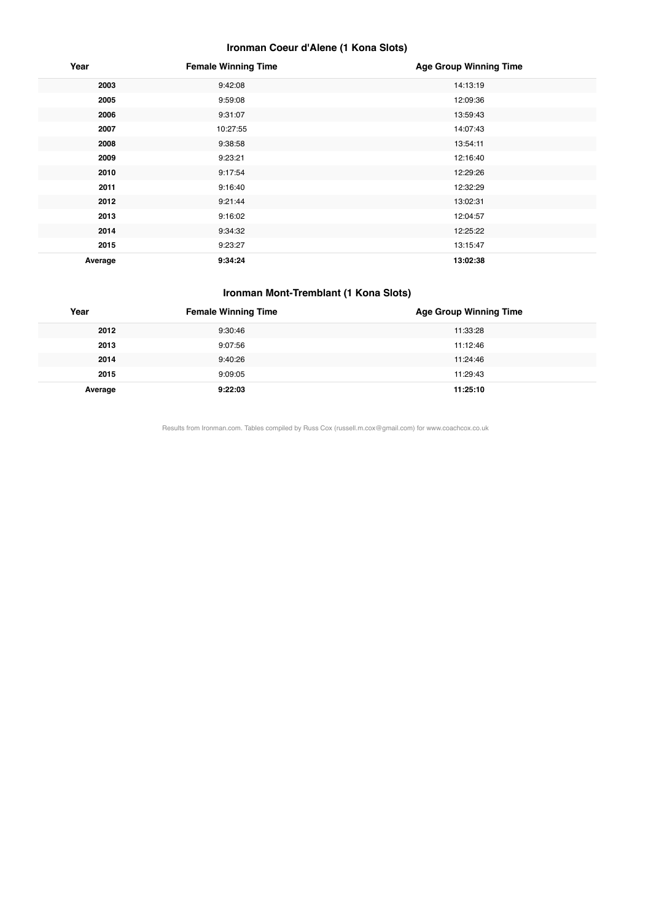### Ironman Coeur d'Alene (1 Kona Slots)

| Year | Female Winning Time | Age Group Winning Time |
|---|---|---|
| **2003** | 9:42:08 | 14:13:19 |
| **2005** | 9:59:08 | 12:09:36 |
| **2006** | 9:31:07 | 13:59:43 |
| **2007** | 10:27:55 | 14:07:43 |
| **2008** | 9:38:58 | 13:54:11 |
| **2009** | 9:23:21 | 12:16:40 |
| **2010** | 9:17:54 | 12:29:26 |
| **2011** | 9:16:40 | 12:32:29 |
| **2012** | 9:21:44 | 13:02:31 |
| **2013** | 9:16:02 | 12:04:57 |
| **2014** | 9:34:32 | 12:25:22 |
| **2015** | 9:23:27 | 13:15:47 |
| **Average** | **9:34:24** | **13:02:38** |

### Ironman Mont-Tremblant (1 Kona Slots)

| Year | Female Winning Time | Age Group Winning Time |
|---|---|---|
| **2012** | 9:30:46 | 11:33:28 |
| **2013** | 9:07:56 | 11:12:46 |
| **2014** | 9:40:26 | 11:24:46 |
| **2015** | 9:09:05 | 11:29:43 |
| **Average** | **9:22:03** | **11:25:10** |

Results from Ironman.com. Tables compiled by Russ Cox (russell.m.cox@gmail.com) for www.coachcox.co.uk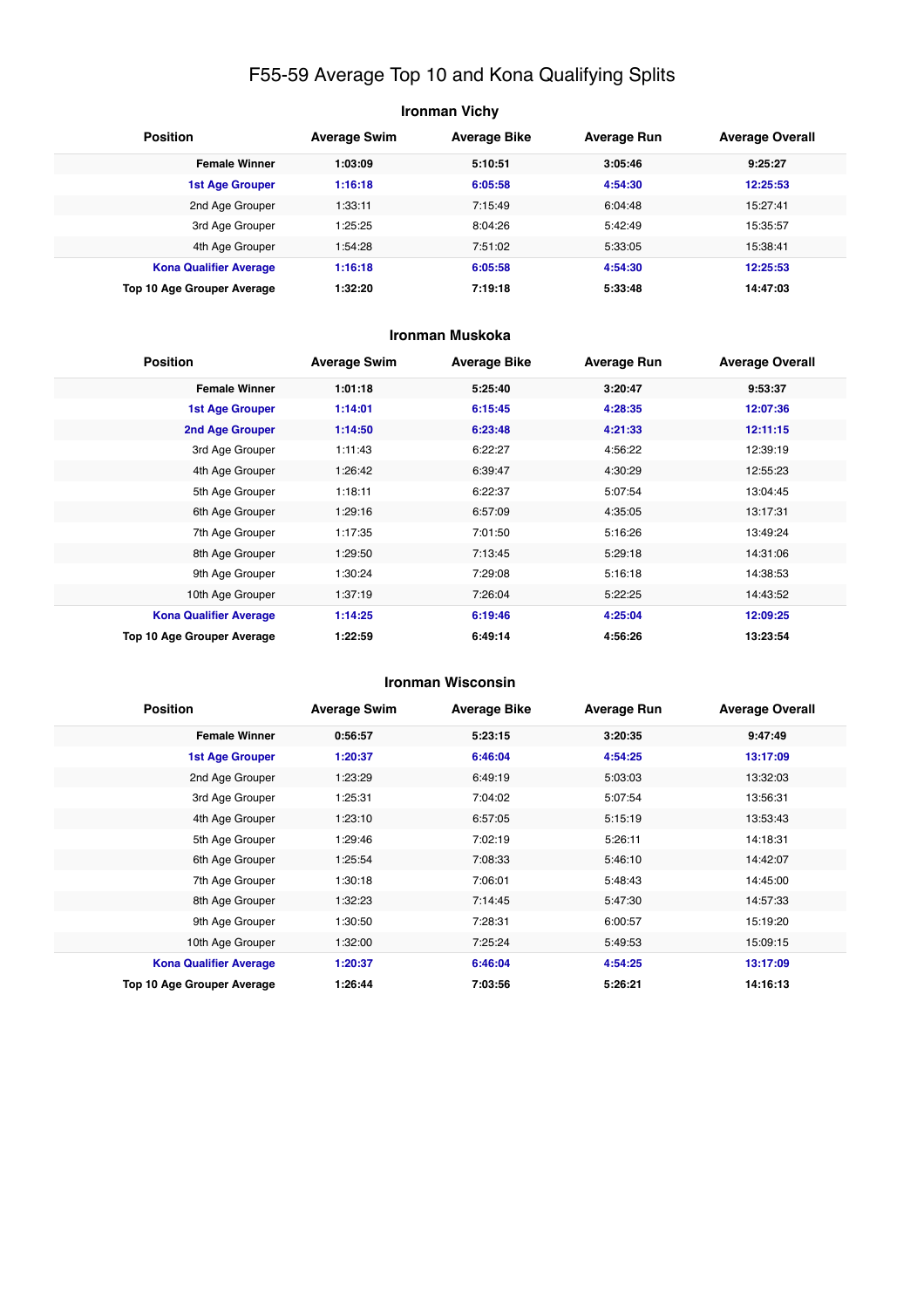# F55-59 Average Top 10 and Kona Qualifying Splits

## Ironman Vichy

| Position | Average Swim | Average Bike | Average Run | Average Overall |
|---|---|---|---|---|
| **Female Winner** | **1:03:09** | **5:10:51** | **3:05:46** | **9:25:27** |
| **1st Age Grouper** | **1:16:18** | **6:05:58** | **4:54:30** | **12:25:53** |
| 2nd Age Grouper | 1:33:11 | 7:15:49 | 6:04:48 | 15:27:41 |
| 3rd Age Grouper | 1:25:25 | 8:04:26 | 5:42:49 | 15:35:57 |
| 4th Age Grouper | 1:54:28 | 7:51:02 | 5:33:05 | 15:38:41 |
| **Kona Qualifier Average** | **1:16:18** | **6:05:58** | **4:54:30** | **12:25:53** |
| **Top 10 Age Grouper Average** | **1:32:20** | **7:19:18** | **5:33:48** | **14:47:03** |

## Ironman Muskoka

| Position | Average Swim | Average Bike | Average Run | Average Overall |
|---|---|---|---|---|
| **Female Winner** | **1:01:18** | **5:25:40** | **3:20:47** | **9:53:37** |
| **1st Age Grouper** | **1:14:01** | **6:15:45** | **4:28:35** | **12:07:36** |
| **2nd Age Grouper** | **1:14:50** | **6:23:48** | **4:21:33** | **12:11:15** |
| 3rd Age Grouper | 1:11:43 | 6:22:27 | 4:56:22 | 12:39:19 |
| 4th Age Grouper | 1:26:42 | 6:39:47 | 4:30:29 | 12:55:23 |
| 5th Age Grouper | 1:18:11 | 6:22:37 | 5:07:54 | 13:04:45 |
| 6th Age Grouper | 1:29:16 | 6:57:09 | 4:35:05 | 13:17:31 |
| 7th Age Grouper | 1:17:35 | 7:01:50 | 5:16:26 | 13:49:24 |
| 8th Age Grouper | 1:29:50 | 7:13:45 | 5:29:18 | 14:31:06 |
| 9th Age Grouper | 1:30:24 | 7:29:08 | 5:16:18 | 14:38:53 |
| 10th Age Grouper | 1:37:19 | 7:26:04 | 5:22:25 | 14:43:52 |
| **Kona Qualifier Average** | **1:14:25** | **6:19:46** | **4:25:04** | **12:09:25** |
| **Top 10 Age Grouper Average** | **1:22:59** | **6:49:14** | **4:56:26** | **13:23:54** |

## Ironman Wisconsin

| Position | Average Swim | Average Bike | Average Run | Average Overall |
|---|---|---|---|---|
| **Female Winner** | **0:56:57** | **5:23:15** | **3:20:35** | **9:47:49** |
| **1st Age Grouper** | **1:20:37** | **6:46:04** | **4:54:25** | **13:17:09** |
| 2nd Age Grouper | 1:23:29 | 6:49:19 | 5:03:03 | 13:32:03 |
| 3rd Age Grouper | 1:25:31 | 7:04:02 | 5:07:54 | 13:56:31 |
| 4th Age Grouper | 1:23:10 | 6:57:05 | 5:15:19 | 13:53:43 |
| 5th Age Grouper | 1:29:46 | 7:02:19 | 5:26:11 | 14:18:31 |
| 6th Age Grouper | 1:25:54 | 7:08:33 | 5:46:10 | 14:42:07 |
| 7th Age Grouper | 1:30:18 | 7:06:01 | 5:48:43 | 14:45:00 |
| 8th Age Grouper | 1:32:23 | 7:14:45 | 5:47:30 | 14:57:33 |
| 9th Age Grouper | 1:30:50 | 7:28:31 | 6:00:57 | 15:19:20 |
| 10th Age Grouper | 1:32:00 | 7:25:24 | 5:49:53 | 15:09:15 |
| **Kona Qualifier Average** | **1:20:37** | **6:46:04** | **4:54:25** | **13:17:09** |
| **Top 10 Age Grouper Average** | **1:26:44** | **7:03:56** | **5:26:21** | **14:16:13** |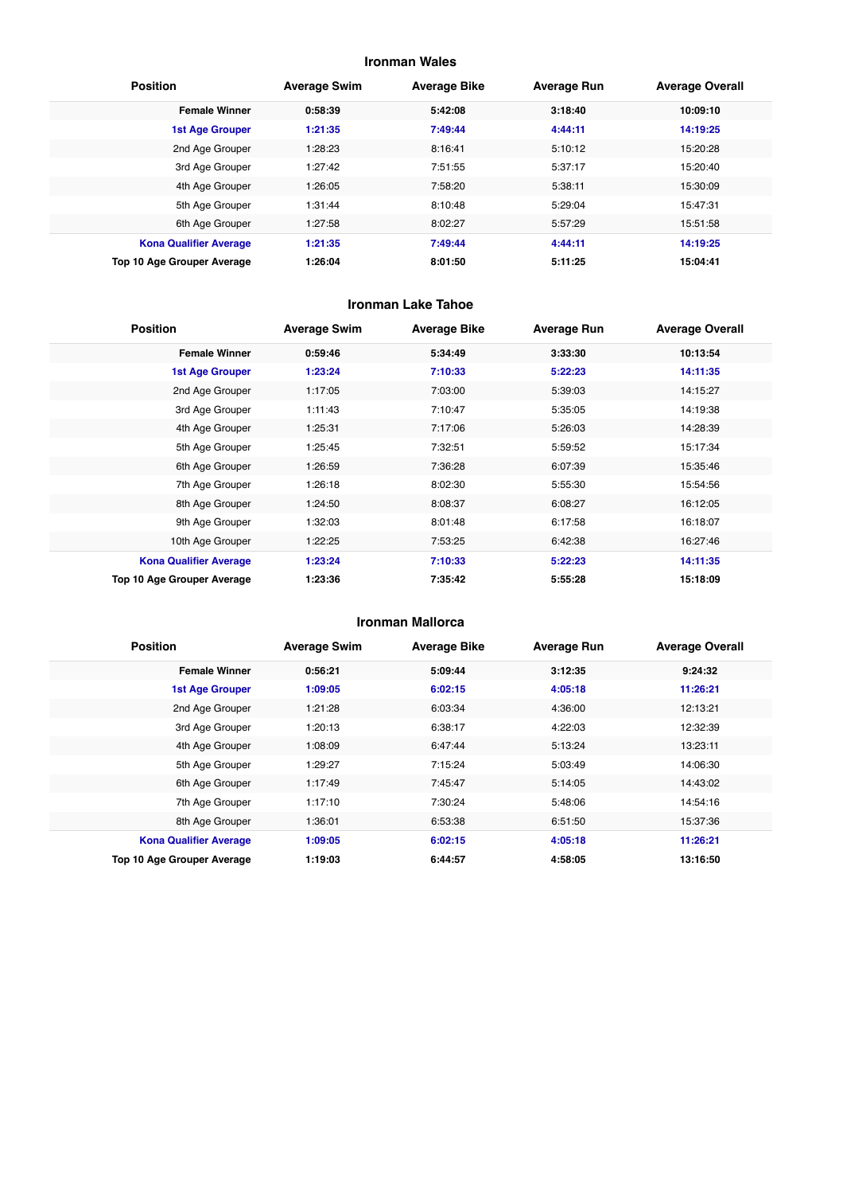## Ironman Wales

| Position | Average Swim | Average Bike | Average Run | Average Overall |
|---|---|---|---|---|
| **Female Winner** | **0:58:39** | **5:42:08** | **3:18:40** | **10:09:10** |
| **1st Age Grouper** | **1:21:35** | **7:49:44** | **4:44:11** | **14:19:25** |
| 2nd Age Grouper | 1:28:23 | 8:16:41 | 5:10:12 | 15:20:28 |
| 3rd Age Grouper | 1:27:42 | 7:51:55 | 5:37:17 | 15:20:40 |
| 4th Age Grouper | 1:26:05 | 7:58:20 | 5:38:11 | 15:30:09 |
| 5th Age Grouper | 1:31:44 | 8:10:48 | 5:29:04 | 15:47:31 |
| 6th Age Grouper | 1:27:58 | 8:02:27 | 5:57:29 | 15:51:58 |
| **Kona Qualifier Average** | **1:21:35** | **7:49:44** | **4:44:11** | **14:19:25** |
| **Top 10 Age Grouper Average** | **1:26:04** | **8:01:50** | **5:11:25** | **15:04:41** |

## Ironman Lake Tahoe

| Position | Average Swim | Average Bike | Average Run | Average Overall |
|---|---|---|---|---|
| **Female Winner** | **0:59:46** | **5:34:49** | **3:33:30** | **10:13:54** |
| **1st Age Grouper** | **1:23:24** | **7:10:33** | **5:22:23** | **14:11:35** |
| 2nd Age Grouper | 1:17:05 | 7:03:00 | 5:39:03 | 14:15:27 |
| 3rd Age Grouper | 1:11:43 | 7:10:47 | 5:35:05 | 14:19:38 |
| 4th Age Grouper | 1:25:31 | 7:17:06 | 5:26:03 | 14:28:39 |
| 5th Age Grouper | 1:25:45 | 7:32:51 | 5:59:52 | 15:17:34 |
| 6th Age Grouper | 1:26:59 | 7:36:28 | 6:07:39 | 15:35:46 |
| 7th Age Grouper | 1:26:18 | 8:02:30 | 5:55:30 | 15:54:56 |
| 8th Age Grouper | 1:24:50 | 8:08:37 | 6:08:27 | 16:12:05 |
| 9th Age Grouper | 1:32:03 | 8:01:48 | 6:17:58 | 16:18:07 |
| 10th Age Grouper | 1:22:25 | 7:53:25 | 6:42:38 | 16:27:46 |
| **Kona Qualifier Average** | **1:23:24** | **7:10:33** | **5:22:23** | **14:11:35** |
| **Top 10 Age Grouper Average** | **1:23:36** | **7:35:42** | **5:55:28** | **15:18:09** |

## Ironman Mallorca

| Position | Average Swim | Average Bike | Average Run | Average Overall |
|---|---|---|---|---|
| **Female Winner** | **0:56:21** | **5:09:44** | **3:12:35** | **9:24:32** |
| **1st Age Grouper** | **1:09:05** | **6:02:15** | **4:05:18** | **11:26:21** |
| 2nd Age Grouper | 1:21:28 | 6:03:34 | 4:36:00 | 12:13:21 |
| 3rd Age Grouper | 1:20:13 | 6:38:17 | 4:22:03 | 12:32:39 |
| 4th Age Grouper | 1:08:09 | 6:47:44 | 5:13:24 | 13:23:11 |
| 5th Age Grouper | 1:29:27 | 7:15:24 | 5:03:49 | 14:06:30 |
| 6th Age Grouper | 1:17:49 | 7:45:47 | 5:14:05 | 14:43:02 |
| 7th Age Grouper | 1:17:10 | 7:30:24 | 5:48:06 | 14:54:16 |
| 8th Age Grouper | 1:36:01 | 6:53:38 | 6:51:50 | 15:37:36 |
| **Kona Qualifier Average** | **1:09:05** | **6:02:15** | **4:05:18** | **11:26:21** |
| **Top 10 Age Grouper Average** | **1:19:03** | **6:44:57** | **4:58:05** | **13:16:50** |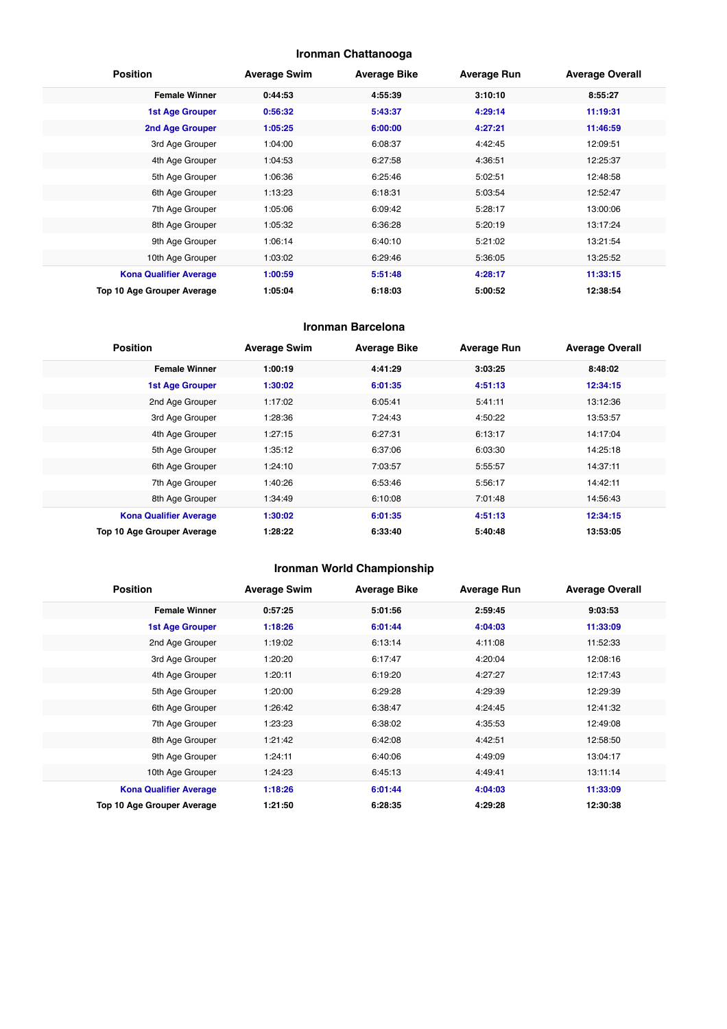## Ironman Chattanooga

| Position | Average Swim | Average Bike | Average Run | Average Overall |
|---|---|---|---|---|
| **Female Winner** | **0:44:53** | **4:55:39** | **3:10:10** | **8:55:27** |
| **1st Age Grouper** | **0:56:32** | **5:43:37** | **4:29:14** | **11:19:31** |
| **2nd Age Grouper** | **1:05:25** | **6:00:00** | **4:27:21** | **11:46:59** |
| 3rd Age Grouper | 1:04:00 | 6:08:37 | 4:42:45 | 12:09:51 |
| 4th Age Grouper | 1:04:53 | 6:27:58 | 4:36:51 | 12:25:37 |
| 5th Age Grouper | 1:06:36 | 6:25:46 | 5:02:51 | 12:48:58 |
| 6th Age Grouper | 1:13:23 | 6:18:31 | 5:03:54 | 12:52:47 |
| 7th Age Grouper | 1:05:06 | 6:09:42 | 5:28:17 | 13:00:06 |
| 8th Age Grouper | 1:05:32 | 6:36:28 | 5:20:19 | 13:17:24 |
| 9th Age Grouper | 1:06:14 | 6:40:10 | 5:21:02 | 13:21:54 |
| 10th Age Grouper | 1:03:02 | 6:29:46 | 5:36:05 | 13:25:52 |
| **Kona Qualifier Average** | **1:00:59** | **5:51:48** | **4:28:17** | **11:33:15** |
| **Top 10 Age Grouper Average** | **1:05:04** | **6:18:03** | **5:00:52** | **12:38:54** |

## Ironman Barcelona

| Position | Average Swim | Average Bike | Average Run | Average Overall |
|---|---|---|---|---|
| **Female Winner** | **1:00:19** | **4:41:29** | **3:03:25** | **8:48:02** |
| **1st Age Grouper** | **1:30:02** | **6:01:35** | **4:51:13** | **12:34:15** |
| 2nd Age Grouper | 1:17:02 | 6:05:41 | 5:41:11 | 13:12:36 |
| 3rd Age Grouper | 1:28:36 | 7:24:43 | 4:50:22 | 13:53:57 |
| 4th Age Grouper | 1:27:15 | 6:27:31 | 6:13:17 | 14:17:04 |
| 5th Age Grouper | 1:35:12 | 6:37:06 | 6:03:30 | 14:25:18 |
| 6th Age Grouper | 1:24:10 | 7:03:57 | 5:55:57 | 14:37:11 |
| 7th Age Grouper | 1:40:26 | 6:53:46 | 5:56:17 | 14:42:11 |
| 8th Age Grouper | 1:34:49 | 6:10:08 | 7:01:48 | 14:56:43 |
| **Kona Qualifier Average** | **1:30:02** | **6:01:35** | **4:51:13** | **12:34:15** |
| **Top 10 Age Grouper Average** | **1:28:22** | **6:33:40** | **5:40:48** | **13:53:05** |

## Ironman World Championship

| Position | Average Swim | Average Bike | Average Run | Average Overall |
|---|---|---|---|---|
| **Female Winner** | **0:57:25** | **5:01:56** | **2:59:45** | **9:03:53** |
| **1st Age Grouper** | **1:18:26** | **6:01:44** | **4:04:03** | **11:33:09** |
| 2nd Age Grouper | 1:19:02 | 6:13:14 | 4:11:08 | 11:52:33 |
| 3rd Age Grouper | 1:20:20 | 6:17:47 | 4:20:04 | 12:08:16 |
| 4th Age Grouper | 1:20:11 | 6:19:20 | 4:27:27 | 12:17:43 |
| 5th Age Grouper | 1:20:00 | 6:29:28 | 4:29:39 | 12:29:39 |
| 6th Age Grouper | 1:26:42 | 6:38:47 | 4:24:45 | 12:41:32 |
| 7th Age Grouper | 1:23:23 | 6:38:02 | 4:35:53 | 12:49:08 |
| 8th Age Grouper | 1:21:42 | 6:42:08 | 4:42:51 | 12:58:50 |
| 9th Age Grouper | 1:24:11 | 6:40:06 | 4:49:09 | 13:04:17 |
| 10th Age Grouper | 1:24:23 | 6:45:13 | 4:49:41 | 13:11:14 |
| **Kona Qualifier Average** | **1:18:26** | **6:01:44** | **4:04:03** | **11:33:09** |
| **Top 10 Age Grouper Average** | **1:21:50** | **6:28:35** | **4:29:28** | **12:30:38** |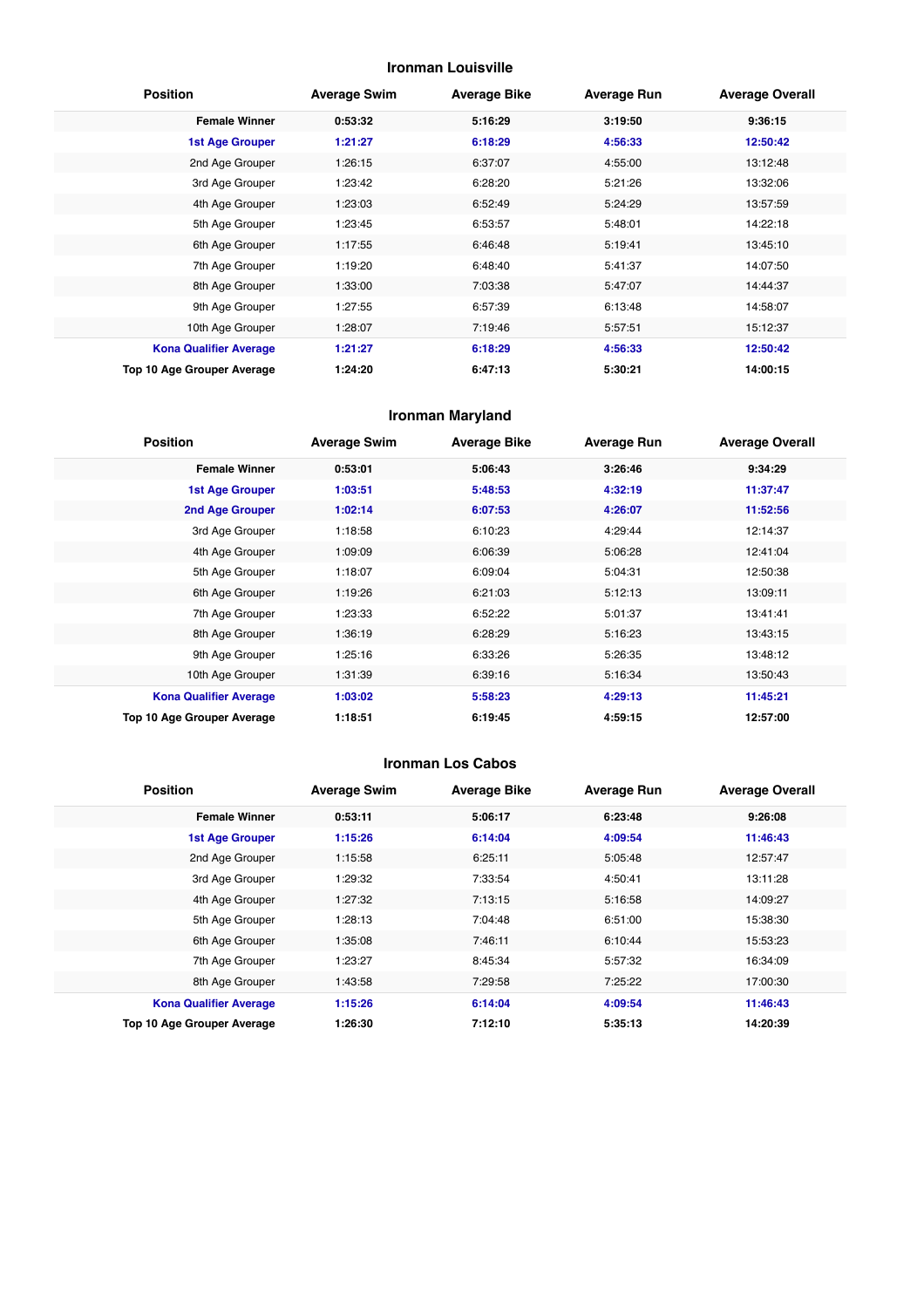### Ironman Louisville

| Position | Average Swim | Average Bike | Average Run | Average Overall |
|---|---|---|---|---|
| **Female Winner** | **0:53:32** | **5:16:29** | **3:19:50** | **9:36:15** |
| **1st Age Grouper** | **1:21:27** | **6:18:29** | **4:56:33** | **12:50:42** |
| 2nd Age Grouper | 1:26:15 | 6:37:07 | 4:55:00 | 13:12:48 |
| 3rd Age Grouper | 1:23:42 | 6:28:20 | 5:21:26 | 13:32:06 |
| 4th Age Grouper | 1:23:03 | 6:52:49 | 5:24:29 | 13:57:59 |
| 5th Age Grouper | 1:23:45 | 6:53:57 | 5:48:01 | 14:22:18 |
| 6th Age Grouper | 1:17:55 | 6:46:48 | 5:19:41 | 13:45:10 |
| 7th Age Grouper | 1:19:20 | 6:48:40 | 5:41:37 | 14:07:50 |
| 8th Age Grouper | 1:33:00 | 7:03:38 | 5:47:07 | 14:44:37 |
| 9th Age Grouper | 1:27:55 | 6:57:39 | 6:13:48 | 14:58:07 |
| 10th Age Grouper | 1:28:07 | 7:19:46 | 5:57:51 | 15:12:37 |
| **Kona Qualifier Average** | **1:21:27** | **6:18:29** | **4:56:33** | **12:50:42** |
| **Top 10 Age Grouper Average** | **1:24:20** | **6:47:13** | **5:30:21** | **14:00:15** |

### Ironman Maryland

| Position | Average Swim | Average Bike | Average Run | Average Overall |
|---|---|---|---|---|
| **Female Winner** | **0:53:01** | **5:06:43** | **3:26:46** | **9:34:29** |
| **1st Age Grouper** | **1:03:51** | **5:48:53** | **4:32:19** | **11:37:47** |
| **2nd Age Grouper** | **1:02:14** | **6:07:53** | **4:26:07** | **11:52:56** |
| 3rd Age Grouper | 1:18:58 | 6:10:23 | 4:29:44 | 12:14:37 |
| 4th Age Grouper | 1:09:09 | 6:06:39 | 5:06:28 | 12:41:04 |
| 5th Age Grouper | 1:18:07 | 6:09:04 | 5:04:31 | 12:50:38 |
| 6th Age Grouper | 1:19:26 | 6:21:03 | 5:12:13 | 13:09:11 |
| 7th Age Grouper | 1:23:33 | 6:52:22 | 5:01:37 | 13:41:41 |
| 8th Age Grouper | 1:36:19 | 6:28:29 | 5:16:23 | 13:43:15 |
| 9th Age Grouper | 1:25:16 | 6:33:26 | 5:26:35 | 13:48:12 |
| 10th Age Grouper | 1:31:39 | 6:39:16 | 5:16:34 | 13:50:43 |
| **Kona Qualifier Average** | **1:03:02** | **5:58:23** | **4:29:13** | **11:45:21** |
| **Top 10 Age Grouper Average** | **1:18:51** | **6:19:45** | **4:59:15** | **12:57:00** |

### Ironman Los Cabos

| Position | Average Swim | Average Bike | Average Run | Average Overall |
|---|---|---|---|---|
| **Female Winner** | **0:53:11** | **5:06:17** | **6:23:48** | **9:26:08** |
| **1st Age Grouper** | **1:15:26** | **6:14:04** | **4:09:54** | **11:46:43** |
| 2nd Age Grouper | 1:15:58 | 6:25:11 | 5:05:48 | 12:57:47 |
| 3rd Age Grouper | 1:29:32 | 7:33:54 | 4:50:41 | 13:11:28 |
| 4th Age Grouper | 1:27:32 | 7:13:15 | 5:16:58 | 14:09:27 |
| 5th Age Grouper | 1:28:13 | 7:04:48 | 6:51:00 | 15:38:30 |
| 6th Age Grouper | 1:35:08 | 7:46:11 | 6:10:44 | 15:53:23 |
| 7th Age Grouper | 1:23:27 | 8:45:34 | 5:57:32 | 16:34:09 |
| 8th Age Grouper | 1:43:58 | 7:29:58 | 7:25:22 | 17:00:30 |
| **Kona Qualifier Average** | **1:15:26** | **6:14:04** | **4:09:54** | **11:46:43** |
| **Top 10 Age Grouper Average** | **1:26:30** | **7:12:10** | **5:35:13** | **14:20:39** |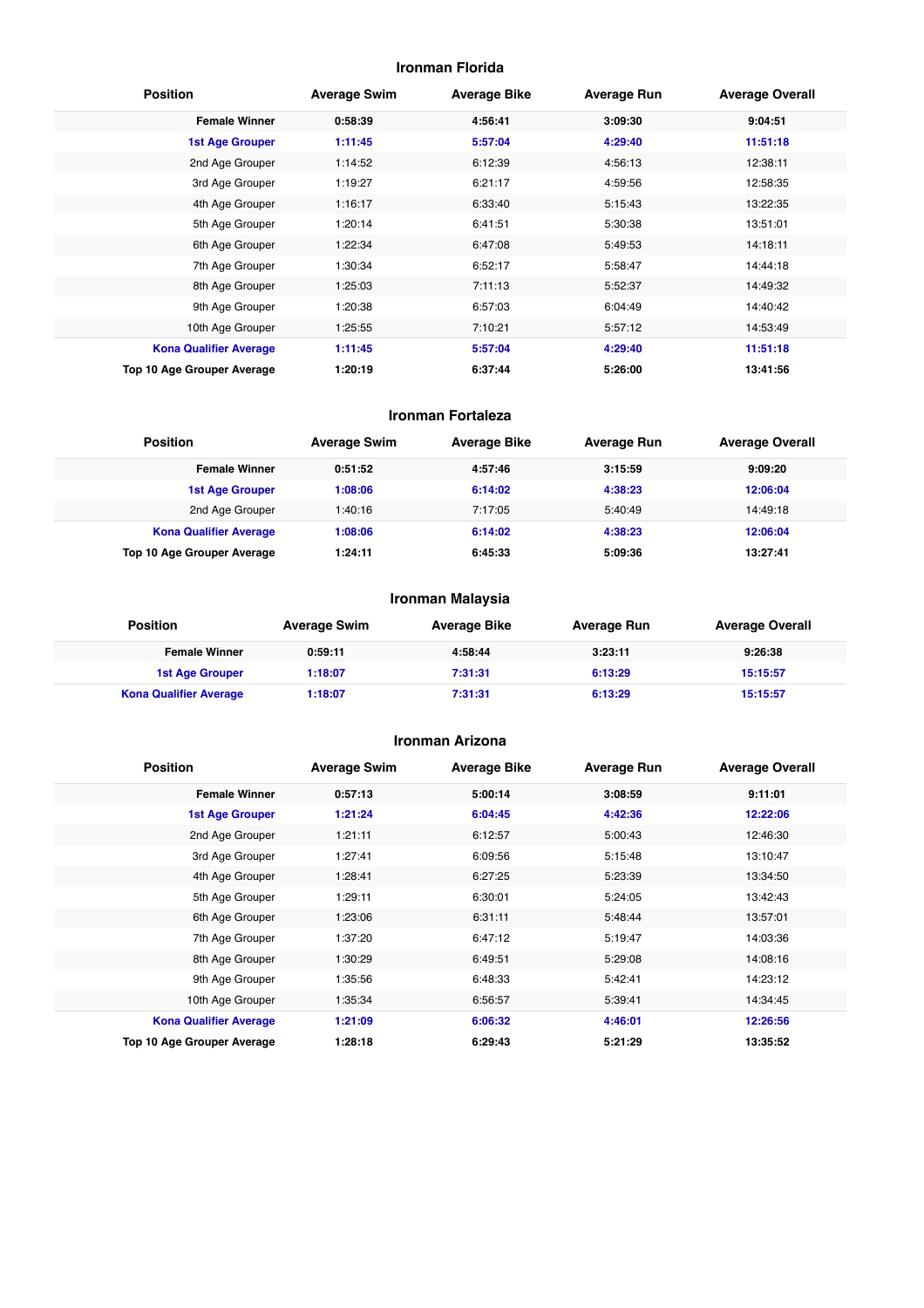### Ironman Florida

| Position | Average Swim | Average Bike | Average Run | Average Overall |
|---|---|---|---|---|
| **Female Winner** | **0:58:39** | **4:56:41** | **3:09:30** | **9:04:51** |
| **1st Age Grouper** | **1:11:45** | **5:57:04** | **4:29:40** | **11:51:18** |
| 2nd Age Grouper | 1:14:52 | 6:12:39 | 4:56:13 | 12:38:11 |
| 3rd Age Grouper | 1:19:27 | 6:21:17 | 4:59:56 | 12:58:35 |
| 4th Age Grouper | 1:16:17 | 6:33:40 | 5:15:43 | 13:22:35 |
| 5th Age Grouper | 1:20:14 | 6:41:51 | 5:30:38 | 13:51:01 |
| 6th Age Grouper | 1:22:34 | 6:47:08 | 5:49:53 | 14:18:11 |
| 7th Age Grouper | 1:30:34 | 6:52:17 | 5:58:47 | 14:44:18 |
| 8th Age Grouper | 1:25:03 | 7:11:13 | 5:52:37 | 14:49:32 |
| 9th Age Grouper | 1:20:38 | 6:57:03 | 6:04:49 | 14:40:42 |
| 10th Age Grouper | 1:25:55 | 7:10:21 | 5:57:12 | 14:53:49 |
| **Kona Qualifier Average** | **1:11:45** | **5:57:04** | **4:29:40** | **11:51:18** |
| **Top 10 Age Grouper Average** | **1:20:19** | **6:37:44** | **5:26:00** | **13:41:56** |

### Ironman Fortaleza

| Position | Average Swim | Average Bike | Average Run | Average Overall |
|---|---|---|---|---|
| **Female Winner** | **0:51:52** | **4:57:46** | **3:15:59** | **9:09:20** |
| **1st Age Grouper** | **1:08:06** | **6:14:02** | **4:38:23** | **12:06:04** |
| 2nd Age Grouper | 1:40:16 | 7:17:05 | 5:40:49 | 14:49:18 |
| **Kona Qualifier Average** | **1:08:06** | **6:14:02** | **4:38:23** | **12:06:04** |
| **Top 10 Age Grouper Average** | **1:24:11** | **6:45:33** | **5:09:36** | **13:27:41** |

### Ironman Malaysia

| Position | Average Swim | Average Bike | Average Run | Average Overall |
|---|---|---|---|---|
| **Female Winner** | **0:59:11** | **4:58:44** | **3:23:11** | **9:26:38** |
| **1st Age Grouper** | **1:18:07** | **7:31:31** | **6:13:29** | **15:15:57** |
| **Kona Qualifier Average** | **1:18:07** | **7:31:31** | **6:13:29** | **15:15:57** |

### Ironman Arizona

| Position | Average Swim | Average Bike | Average Run | Average Overall |
|---|---|---|---|---|
| **Female Winner** | **0:57:13** | **5:00:14** | **3:08:59** | **9:11:01** |
| **1st Age Grouper** | **1:21:24** | **6:04:45** | **4:42:36** | **12:22:06** |
| 2nd Age Grouper | 1:21:11 | 6:12:57 | 5:00:43 | 12:46:30 |
| 3rd Age Grouper | 1:27:41 | 6:09:56 | 5:15:48 | 13:10:47 |
| 4th Age Grouper | 1:28:41 | 6:27:25 | 5:23:39 | 13:34:50 |
| 5th Age Grouper | 1:29:11 | 6:30:01 | 5:24:05 | 13:42:43 |
| 6th Age Grouper | 1:23:06 | 6:31:11 | 5:48:44 | 13:57:01 |
| 7th Age Grouper | 1:37:20 | 6:47:12 | 5:19:47 | 14:03:36 |
| 8th Age Grouper | 1:30:29 | 6:49:51 | 5:29:08 | 14:08:16 |
| 9th Age Grouper | 1:35:56 | 6:48:33 | 5:42:41 | 14:23:12 |
| 10th Age Grouper | 1:35:34 | 6:56:57 | 5:39:41 | 14:34:45 |
| **Kona Qualifier Average** | **1:21:09** | **6:06:32** | **4:46:01** | **12:26:56** |
| **Top 10 Age Grouper Average** | **1:28:18** | **6:29:43** | **5:21:29** | **13:35:52** |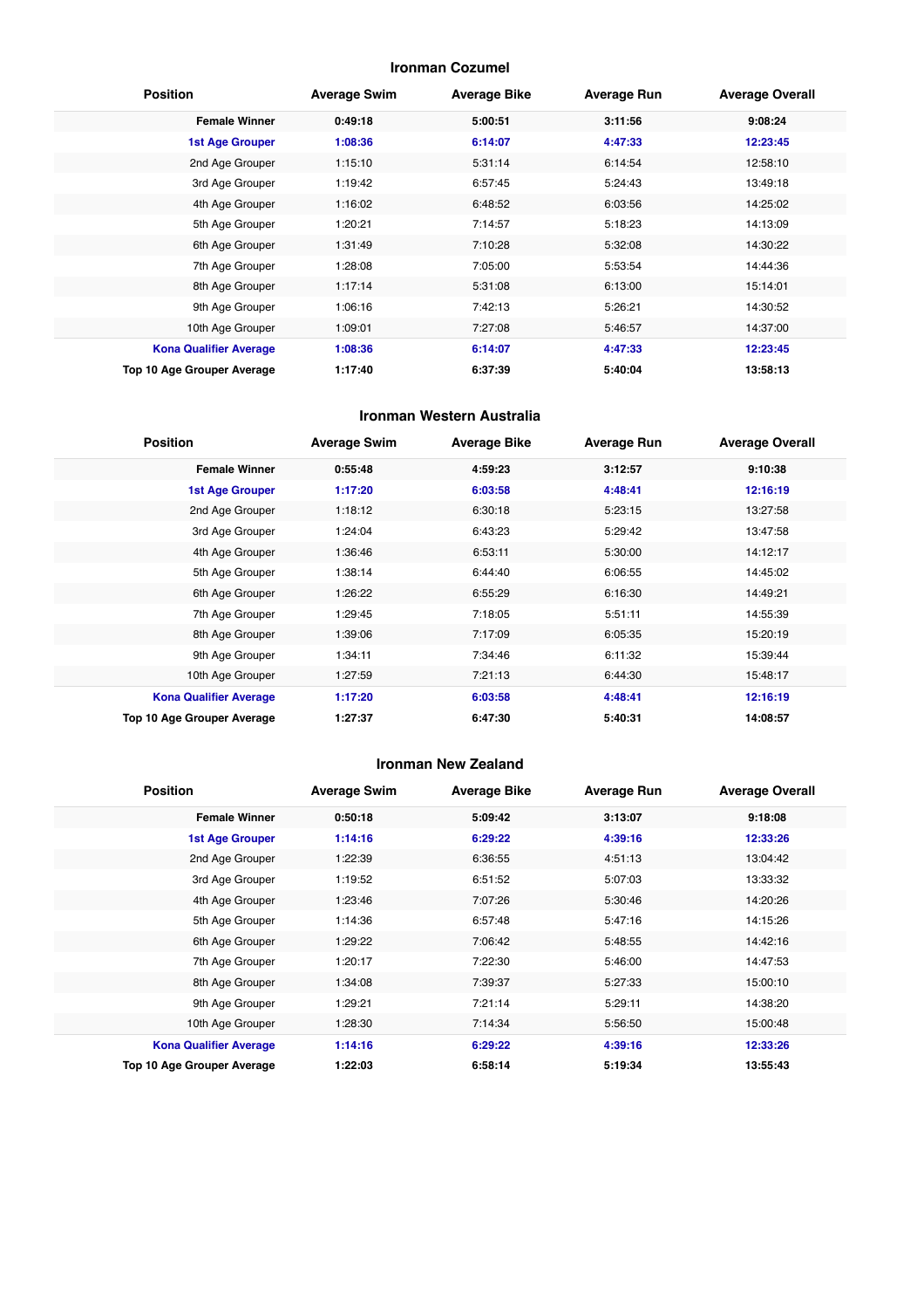### Ironman Cozumel

| Position | Average Swim | Average Bike | Average Run | Average Overall |
|---|---|---|---|---|
| **Female Winner** | **0:49:18** | **5:00:51** | **3:11:56** | **9:08:24** |
| **1st Age Grouper** | **1:08:36** | **6:14:07** | **4:47:33** | **12:23:45** |
| 2nd Age Grouper | 1:15:10 | 5:31:14 | 6:14:54 | 12:58:10 |
| 3rd Age Grouper | 1:19:42 | 6:57:45 | 5:24:43 | 13:49:18 |
| 4th Age Grouper | 1:16:02 | 6:48:52 | 6:03:56 | 14:25:02 |
| 5th Age Grouper | 1:20:21 | 7:14:57 | 5:18:23 | 14:13:09 |
| 6th Age Grouper | 1:31:49 | 7:10:28 | 5:32:08 | 14:30:22 |
| 7th Age Grouper | 1:28:08 | 7:05:00 | 5:53:54 | 14:44:36 |
| 8th Age Grouper | 1:17:14 | 5:31:08 | 6:13:00 | 15:14:01 |
| 9th Age Grouper | 1:06:16 | 7:42:13 | 5:26:21 | 14:30:52 |
| 10th Age Grouper | 1:09:01 | 7:27:08 | 5:46:57 | 14:37:00 |
| **Kona Qualifier Average** | **1:08:36** | **6:14:07** | **4:47:33** | **12:23:45** |
| **Top 10 Age Grouper Average** | **1:17:40** | **6:37:39** | **5:40:04** | **13:58:13** |

### Ironman Western Australia

| Position | Average Swim | Average Bike | Average Run | Average Overall |
|---|---|---|---|---|
| **Female Winner** | **0:55:48** | **4:59:23** | **3:12:57** | **9:10:38** |
| **1st Age Grouper** | **1:17:20** | **6:03:58** | **4:48:41** | **12:16:19** |
| 2nd Age Grouper | 1:18:12 | 6:30:18 | 5:23:15 | 13:27:58 |
| 3rd Age Grouper | 1:24:04 | 6:43:23 | 5:29:42 | 13:47:58 |
| 4th Age Grouper | 1:36:46 | 6:53:11 | 5:30:00 | 14:12:17 |
| 5th Age Grouper | 1:38:14 | 6:44:40 | 6:06:55 | 14:45:02 |
| 6th Age Grouper | 1:26:22 | 6:55:29 | 6:16:30 | 14:49:21 |
| 7th Age Grouper | 1:29:45 | 7:18:05 | 5:51:11 | 14:55:39 |
| 8th Age Grouper | 1:39:06 | 7:17:09 | 6:05:35 | 15:20:19 |
| 9th Age Grouper | 1:34:11 | 7:34:46 | 6:11:32 | 15:39:44 |
| 10th Age Grouper | 1:27:59 | 7:21:13 | 6:44:30 | 15:48:17 |
| **Kona Qualifier Average** | **1:17:20** | **6:03:58** | **4:48:41** | **12:16:19** |
| **Top 10 Age Grouper Average** | **1:27:37** | **6:47:30** | **5:40:31** | **14:08:57** |

### Ironman New Zealand

| Position | Average Swim | Average Bike | Average Run | Average Overall |
|---|---|---|---|---|
| **Female Winner** | **0:50:18** | **5:09:42** | **3:13:07** | **9:18:08** |
| **1st Age Grouper** | **1:14:16** | **6:29:22** | **4:39:16** | **12:33:26** |
| 2nd Age Grouper | 1:22:39 | 6:36:55 | 4:51:13 | 13:04:42 |
| 3rd Age Grouper | 1:19:52 | 6:51:52 | 5:07:03 | 13:33:32 |
| 4th Age Grouper | 1:23:46 | 7:07:26 | 5:30:46 | 14:20:26 |
| 5th Age Grouper | 1:14:36 | 6:57:48 | 5:47:16 | 14:15:26 |
| 6th Age Grouper | 1:29:22 | 7:06:42 | 5:48:55 | 14:42:16 |
| 7th Age Grouper | 1:20:17 | 7:22:30 | 5:46:00 | 14:47:53 |
| 8th Age Grouper | 1:34:08 | 7:39:37 | 5:27:33 | 15:00:10 |
| 9th Age Grouper | 1:29:21 | 7:21:14 | 5:29:11 | 14:38:20 |
| 10th Age Grouper | 1:28:30 | 7:14:34 | 5:56:50 | 15:00:48 |
| **Kona Qualifier Average** | **1:14:16** | **6:29:22** | **4:39:16** | **12:33:26** |
| **Top 10 Age Grouper Average** | **1:22:03** | **6:58:14** | **5:19:34** | **13:55:43** |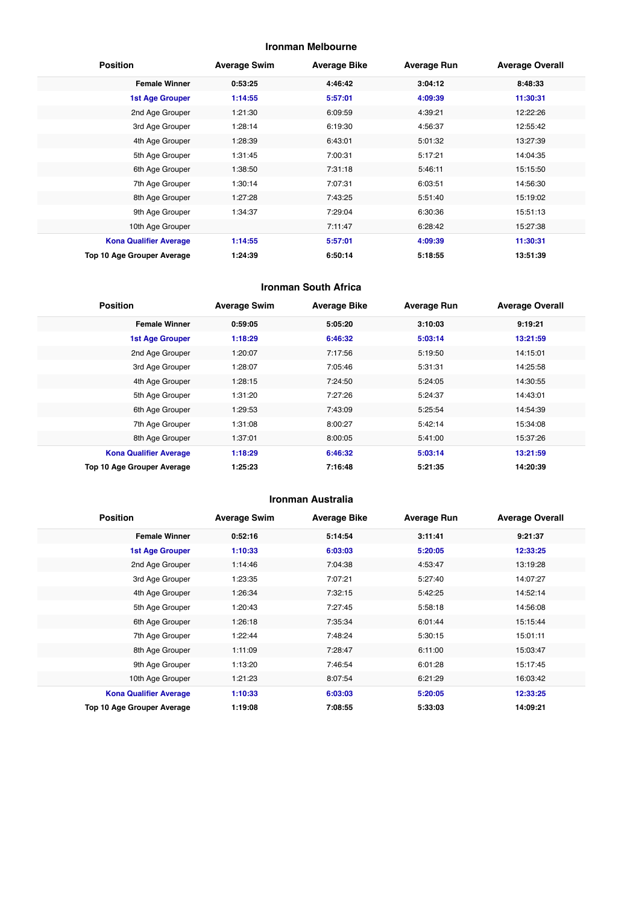## Ironman Melbourne

| Position | Average Swim | Average Bike | Average Run | Average Overall |
|---|---|---|---|---|
| **Female Winner** | **0:53:25** | **4:46:42** | **3:04:12** | **8:48:33** |
| **1st Age Grouper** | **1:14:55** | **5:57:01** | **4:09:39** | **11:30:31** |
| 2nd Age Grouper | 1:21:30 | 6:09:59 | 4:39:21 | 12:22:26 |
| 3rd Age Grouper | 1:28:14 | 6:19:30 | 4:56:37 | 12:55:42 |
| 4th Age Grouper | 1:28:39 | 6:43:01 | 5:01:32 | 13:27:39 |
| 5th Age Grouper | 1:31:45 | 7:00:31 | 5:17:21 | 14:04:35 |
| 6th Age Grouper | 1:38:50 | 7:31:18 | 5:46:11 | 15:15:50 |
| 7th Age Grouper | 1:30:14 | 7:07:31 | 6:03:51 | 14:56:30 |
| 8th Age Grouper | 1:27:28 | 7:43:25 | 5:51:40 | 15:19:02 |
| 9th Age Grouper | 1:34:37 | 7:29:04 | 6:30:36 | 15:51:13 |
| 10th Age Grouper | | 7:11:47 | 6:28:42 | 15:27:38 |
| **Kona Qualifier Average** | **1:14:55** | **5:57:01** | **4:09:39** | **11:30:31** |
| **Top 10 Age Grouper Average** | **1:24:39** | **6:50:14** | **5:18:55** | **13:51:39** |

## Ironman South Africa

| Position | Average Swim | Average Bike | Average Run | Average Overall |
|---|---|---|---|---|
| **Female Winner** | **0:59:05** | **5:05:20** | **3:10:03** | **9:19:21** |
| **1st Age Grouper** | **1:18:29** | **6:46:32** | **5:03:14** | **13:21:59** |
| 2nd Age Grouper | 1:20:07 | 7:17:56 | 5:19:50 | 14:15:01 |
| 3rd Age Grouper | 1:28:07 | 7:05:46 | 5:31:31 | 14:25:58 |
| 4th Age Grouper | 1:28:15 | 7:24:50 | 5:24:05 | 14:30:55 |
| 5th Age Grouper | 1:31:20 | 7:27:26 | 5:24:37 | 14:43:01 |
| 6th Age Grouper | 1:29:53 | 7:43:09 | 5:25:54 | 14:54:39 |
| 7th Age Grouper | 1:31:08 | 8:00:27 | 5:42:14 | 15:34:08 |
| 8th Age Grouper | 1:37:01 | 8:00:05 | 5:41:00 | 15:37:26 |
| **Kona Qualifier Average** | **1:18:29** | **6:46:32** | **5:03:14** | **13:21:59** |
| **Top 10 Age Grouper Average** | **1:25:23** | **7:16:48** | **5:21:35** | **14:20:39** |

## Ironman Australia

| Position | Average Swim | Average Bike | Average Run | Average Overall |
|---|---|---|---|---|
| **Female Winner** | **0:52:16** | **5:14:54** | **3:11:41** | **9:21:37** |
| **1st Age Grouper** | **1:10:33** | **6:03:03** | **5:20:05** | **12:33:25** |
| 2nd Age Grouper | 1:14:46 | 7:04:38 | 4:53:47 | 13:19:28 |
| 3rd Age Grouper | 1:23:35 | 7:07:21 | 5:27:40 | 14:07:27 |
| 4th Age Grouper | 1:26:34 | 7:32:15 | 5:42:25 | 14:52:14 |
| 5th Age Grouper | 1:20:43 | 7:27:45 | 5:58:18 | 14:56:08 |
| 6th Age Grouper | 1:26:18 | 7:35:34 | 6:01:44 | 15:15:44 |
| 7th Age Grouper | 1:22:44 | 7:48:24 | 5:30:15 | 15:01:11 |
| 8th Age Grouper | 1:11:09 | 7:28:47 | 6:11:00 | 15:03:47 |
| 9th Age Grouper | 1:13:20 | 7:46:54 | 6:01:28 | 15:17:45 |
| 10th Age Grouper | 1:21:23 | 8:07:54 | 6:21:29 | 16:03:42 |
| **Kona Qualifier Average** | **1:10:33** | **6:03:03** | **5:20:05** | **12:33:25** |
| **Top 10 Age Grouper Average** | **1:19:08** | **7:08:55** | **5:33:03** | **14:09:21** |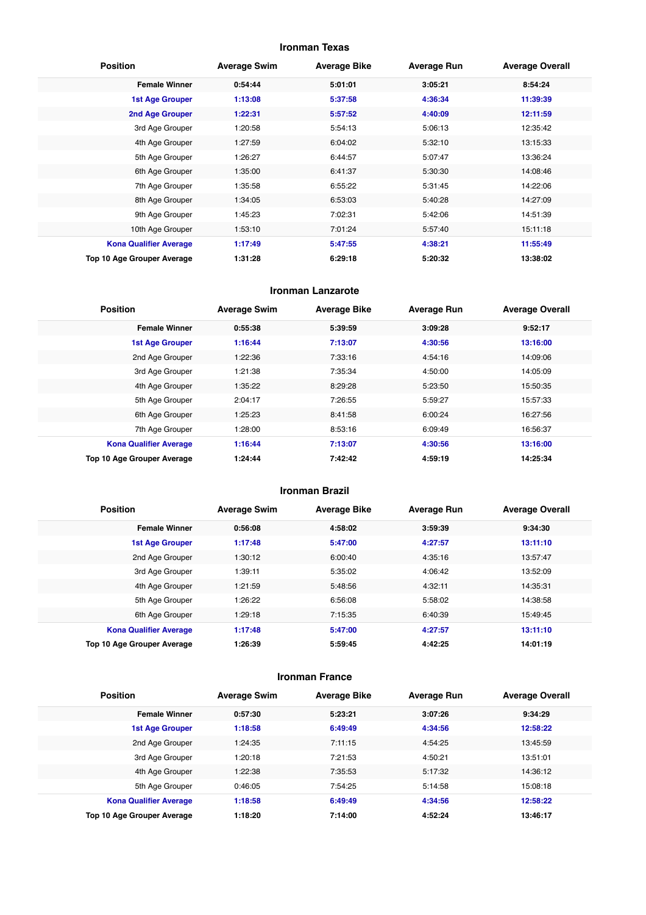### Ironman Texas

| Position | Average Swim | Average Bike | Average Run | Average Overall |
|---|---|---|---|---|
| **Female Winner** | **0:54:44** | **5:01:01** | **3:05:21** | **8:54:24** |
| **1st Age Grouper** | **1:13:08** | **5:37:58** | **4:36:34** | **11:39:39** |
| **2nd Age Grouper** | **1:22:31** | **5:57:52** | **4:40:09** | **12:11:59** |
| 3rd Age Grouper | 1:20:58 | 5:54:13 | 5:06:13 | 12:35:42 |
| 4th Age Grouper | 1:27:59 | 6:04:02 | 5:32:10 | 13:15:33 |
| 5th Age Grouper | 1:26:27 | 6:44:57 | 5:07:47 | 13:36:24 |
| 6th Age Grouper | 1:35:00 | 6:41:37 | 5:30:30 | 14:08:46 |
| 7th Age Grouper | 1:35:58 | 6:55:22 | 5:31:45 | 14:22:06 |
| 8th Age Grouper | 1:34:05 | 6:53:03 | 5:40:28 | 14:27:09 |
| 9th Age Grouper | 1:45:23 | 7:02:31 | 5:42:06 | 14:51:39 |
| 10th Age Grouper | 1:53:10 | 7:01:24 | 5:57:40 | 15:11:18 |
| **Kona Qualifier Average** | **1:17:49** | **5:47:55** | **4:38:21** | **11:55:49** |
| **Top 10 Age Grouper Average** | **1:31:28** | **6:29:18** | **5:20:32** | **13:38:02** |

### Ironman Lanzarote

| Position | Average Swim | Average Bike | Average Run | Average Overall |
|---|---|---|---|---|
| **Female Winner** | **0:55:38** | **5:39:59** | **3:09:28** | **9:52:17** |
| **1st Age Grouper** | **1:16:44** | **7:13:07** | **4:30:56** | **13:16:00** |
| 2nd Age Grouper | 1:22:36 | 7:33:16 | 4:54:16 | 14:09:06 |
| 3rd Age Grouper | 1:21:38 | 7:35:34 | 4:50:00 | 14:05:09 |
| 4th Age Grouper | 1:35:22 | 8:29:28 | 5:23:50 | 15:50:35 |
| 5th Age Grouper | 2:04:17 | 7:26:55 | 5:59:27 | 15:57:33 |
| 6th Age Grouper | 1:25:23 | 8:41:58 | 6:00:24 | 16:27:56 |
| 7th Age Grouper | 1:28:00 | 8:53:16 | 6:09:49 | 16:56:37 |
| **Kona Qualifier Average** | **1:16:44** | **7:13:07** | **4:30:56** | **13:16:00** |
| **Top 10 Age Grouper Average** | **1:24:44** | **7:42:42** | **4:59:19** | **14:25:34** |

### Ironman Brazil

| Position | Average Swim | Average Bike | Average Run | Average Overall |
|---|---|---|---|---|
| **Female Winner** | **0:56:08** | **4:58:02** | **3:59:39** | **9:34:30** |
| **1st Age Grouper** | **1:17:48** | **5:47:00** | **4:27:57** | **13:11:10** |
| 2nd Age Grouper | 1:30:12 | 6:00:40 | 4:35:16 | 13:57:47 |
| 3rd Age Grouper | 1:39:11 | 5:35:02 | 4:06:42 | 13:52:09 |
| 4th Age Grouper | 1:21:59 | 5:48:56 | 4:32:11 | 14:35:31 |
| 5th Age Grouper | 1:26:22 | 6:56:08 | 5:58:02 | 14:38:58 |
| 6th Age Grouper | 1:29:18 | 7:15:35 | 6:40:39 | 15:49:45 |
| **Kona Qualifier Average** | **1:17:48** | **5:47:00** | **4:27:57** | **13:11:10** |
| **Top 10 Age Grouper Average** | **1:26:39** | **5:59:45** | **4:42:25** | **14:01:19** |

### Ironman France

| Position | Average Swim | Average Bike | Average Run | Average Overall |
|---|---|---|---|---|
| **Female Winner** | **0:57:30** | **5:23:21** | **3:07:26** | **9:34:29** |
| **1st Age Grouper** | **1:18:58** | **6:49:49** | **4:34:56** | **12:58:22** |
| 2nd Age Grouper | 1:24:35 | 7:11:15 | 4:54:25 | 13:45:59 |
| 3rd Age Grouper | 1:20:18 | 7:21:53 | 4:50:21 | 13:51:01 |
| 4th Age Grouper | 1:22:38 | 7:35:53 | 5:17:32 | 14:36:12 |
| 5th Age Grouper | 0:46:05 | 7:54:25 | 5:14:58 | 15:08:18 |
| **Kona Qualifier Average** | **1:18:58** | **6:49:49** | **4:34:56** | **12:58:22** |
| **Top 10 Age Grouper Average** | **1:18:20** | **7:14:00** | **4:52:24** | **13:46:17** |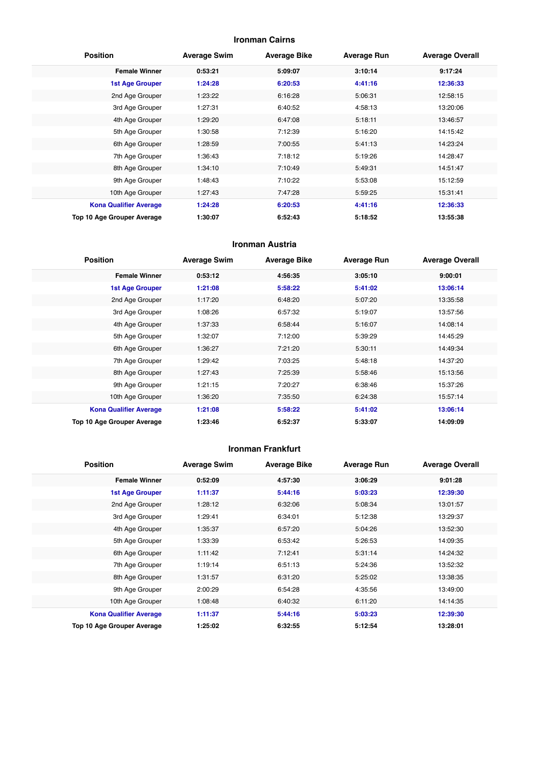## Ironman Cairns

| Position | Average Swim | Average Bike | Average Run | Average Overall |
|---|---|---|---|---|
| **Female Winner** | **0:53:21** | **5:09:07** | **3:10:14** | **9:17:24** |
| **1st Age Grouper** | **1:24:28** | **6:20:53** | **4:41:16** | **12:36:33** |
| 2nd Age Grouper | 1:23:22 | 6:16:28 | 5:06:31 | 12:58:15 |
| 3rd Age Grouper | 1:27:31 | 6:40:52 | 4:58:13 | 13:20:06 |
| 4th Age Grouper | 1:29:20 | 6:47:08 | 5:18:11 | 13:46:57 |
| 5th Age Grouper | 1:30:58 | 7:12:39 | 5:16:20 | 14:15:42 |
| 6th Age Grouper | 1:28:59 | 7:00:55 | 5:41:13 | 14:23:24 |
| 7th Age Grouper | 1:36:43 | 7:18:12 | 5:19:26 | 14:28:47 |
| 8th Age Grouper | 1:34:10 | 7:10:49 | 5:49:31 | 14:51:47 |
| 9th Age Grouper | 1:48:43 | 7:10:22 | 5:53:08 | 15:12:59 |
| 10th Age Grouper | 1:27:43 | 7:47:28 | 5:59:25 | 15:31:41 |
| **Kona Qualifier Average** | **1:24:28** | **6:20:53** | **4:41:16** | **12:36:33** |
| **Top 10 Age Grouper Average** | **1:30:07** | **6:52:43** | **5:18:52** | **13:55:38** |

## Ironman Austria

| Position | Average Swim | Average Bike | Average Run | Average Overall |
|---|---|---|---|---|
| **Female Winner** | **0:53:12** | **4:56:35** | **3:05:10** | **9:00:01** |
| **1st Age Grouper** | **1:21:08** | **5:58:22** | **5:41:02** | **13:06:14** |
| 2nd Age Grouper | 1:17:20 | 6:48:20 | 5:07:20 | 13:35:58 |
| 3rd Age Grouper | 1:08:26 | 6:57:32 | 5:19:07 | 13:57:56 |
| 4th Age Grouper | 1:37:33 | 6:58:44 | 5:16:07 | 14:08:14 |
| 5th Age Grouper | 1:32:07 | 7:12:00 | 5:39:29 | 14:45:29 |
| 6th Age Grouper | 1:36:27 | 7:21:20 | 5:30:11 | 14:49:34 |
| 7th Age Grouper | 1:29:42 | 7:03:25 | 5:48:18 | 14:37:20 |
| 8th Age Grouper | 1:27:43 | 7:25:39 | 5:58:46 | 15:13:56 |
| 9th Age Grouper | 1:21:15 | 7:20:27 | 6:38:46 | 15:37:26 |
| 10th Age Grouper | 1:36:20 | 7:35:50 | 6:24:38 | 15:57:14 |
| **Kona Qualifier Average** | **1:21:08** | **5:58:22** | **5:41:02** | **13:06:14** |
| **Top 10 Age Grouper Average** | **1:23:46** | **6:52:37** | **5:33:07** | **14:09:09** |

## Ironman Frankfurt

| Position | Average Swim | Average Bike | Average Run | Average Overall |
|---|---|---|---|---|
| **Female Winner** | **0:52:09** | **4:57:30** | **3:06:29** | **9:01:28** |
| **1st Age Grouper** | **1:11:37** | **5:44:16** | **5:03:23** | **12:39:30** |
| 2nd Age Grouper | 1:28:12 | 6:32:06 | 5:08:34 | 13:01:57 |
| 3rd Age Grouper | 1:29:41 | 6:34:01 | 5:12:38 | 13:29:37 |
| 4th Age Grouper | 1:35:37 | 6:57:20 | 5:04:26 | 13:52:30 |
| 5th Age Grouper | 1:33:39 | 6:53:42 | 5:26:53 | 14:09:35 |
| 6th Age Grouper | 1:11:42 | 7:12:41 | 5:31:14 | 14:24:32 |
| 7th Age Grouper | 1:19:14 | 6:51:13 | 5:24:36 | 13:52:32 |
| 8th Age Grouper | 1:31:57 | 6:31:20 | 5:25:02 | 13:38:35 |
| 9th Age Grouper | 2:00:29 | 6:54:28 | 4:35:56 | 13:49:00 |
| 10th Age Grouper | 1:08:48 | 6:40:32 | 6:11:20 | 14:14:35 |
| **Kona Qualifier Average** | **1:11:37** | **5:44:16** | **5:03:23** | **12:39:30** |
| **Top 10 Age Grouper Average** | **1:25:02** | **6:32:55** | **5:12:54** | **13:28:01** |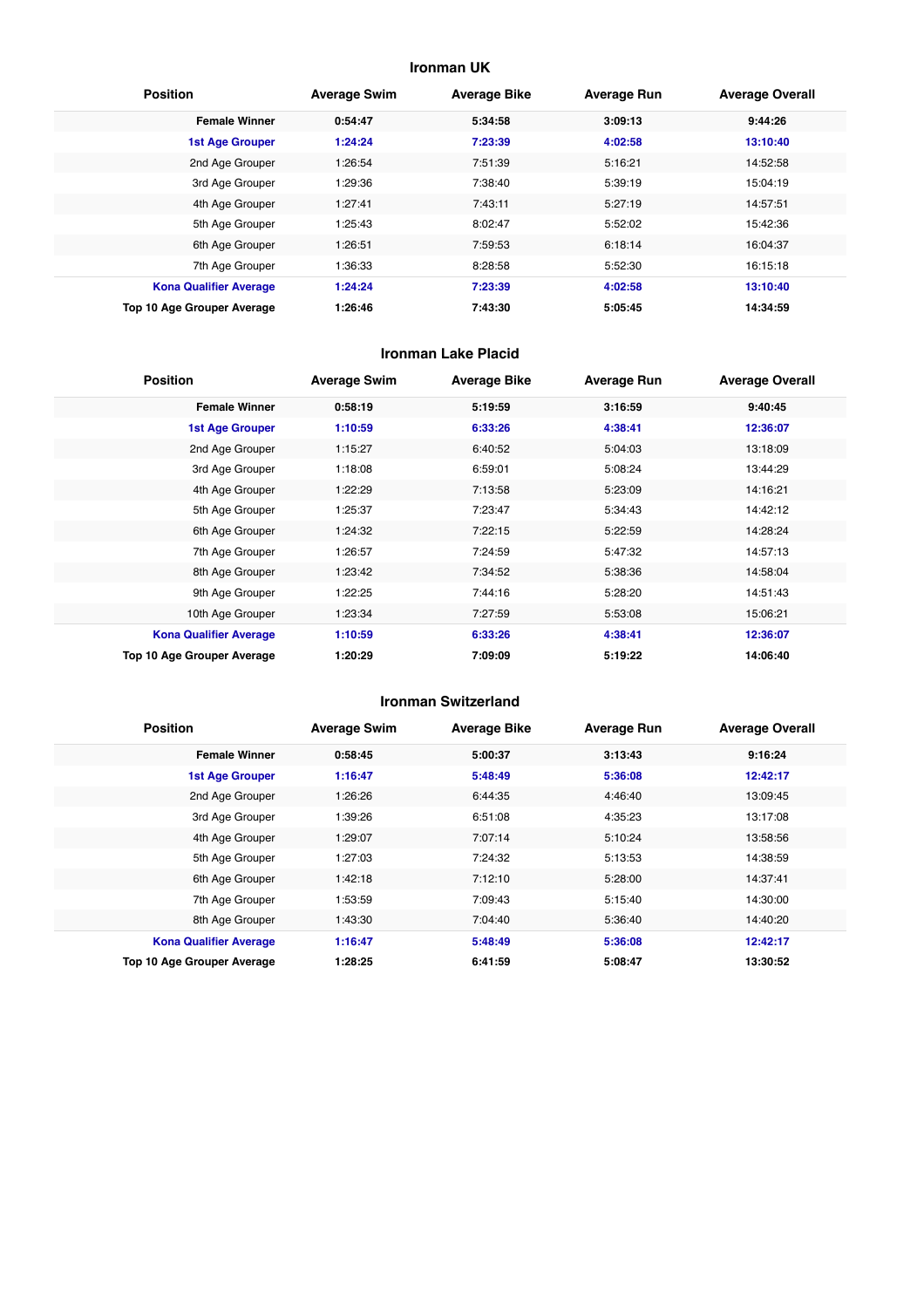## Ironman UK

| Position | Average Swim | Average Bike | Average Run | Average Overall |
|---|---|---|---|---|
| **Female Winner** | **0:54:47** | **5:34:58** | **3:09:13** | **9:44:26** |
| **1st Age Grouper** | **1:24:24** | **7:23:39** | **4:02:58** | **13:10:40** |
| 2nd Age Grouper | 1:26:54 | 7:51:39 | 5:16:21 | 14:52:58 |
| 3rd Age Grouper | 1:29:36 | 7:38:40 | 5:39:19 | 15:04:19 |
| 4th Age Grouper | 1:27:41 | 7:43:11 | 5:27:19 | 14:57:51 |
| 5th Age Grouper | 1:25:43 | 8:02:47 | 5:52:02 | 15:42:36 |
| 6th Age Grouper | 1:26:51 | 7:59:53 | 6:18:14 | 16:04:37 |
| 7th Age Grouper | 1:36:33 | 8:28:58 | 5:52:30 | 16:15:18 |
| **Kona Qualifier Average** | **1:24:24** | **7:23:39** | **4:02:58** | **13:10:40** |
| **Top 10 Age Grouper Average** | **1:26:46** | **7:43:30** | **5:05:45** | **14:34:59** |

## Ironman Lake Placid

| Position | Average Swim | Average Bike | Average Run | Average Overall |
|---|---|---|---|---|
| **Female Winner** | **0:58:19** | **5:19:59** | **3:16:59** | **9:40:45** |
| **1st Age Grouper** | **1:10:59** | **6:33:26** | **4:38:41** | **12:36:07** |
| 2nd Age Grouper | 1:15:27 | 6:40:52 | 5:04:03 | 13:18:09 |
| 3rd Age Grouper | 1:18:08 | 6:59:01 | 5:08:24 | 13:44:29 |
| 4th Age Grouper | 1:22:29 | 7:13:58 | 5:23:09 | 14:16:21 |
| 5th Age Grouper | 1:25:37 | 7:23:47 | 5:34:43 | 14:42:12 |
| 6th Age Grouper | 1:24:32 | 7:22:15 | 5:22:59 | 14:28:24 |
| 7th Age Grouper | 1:26:57 | 7:24:59 | 5:47:32 | 14:57:13 |
| 8th Age Grouper | 1:23:42 | 7:34:52 | 5:38:36 | 14:58:04 |
| 9th Age Grouper | 1:22:25 | 7:44:16 | 5:28:20 | 14:51:43 |
| 10th Age Grouper | 1:23:34 | 7:27:59 | 5:53:08 | 15:06:21 |
| **Kona Qualifier Average** | **1:10:59** | **6:33:26** | **4:38:41** | **12:36:07** |
| **Top 10 Age Grouper Average** | **1:20:29** | **7:09:09** | **5:19:22** | **14:06:40** |

## Ironman Switzerland

| Position | Average Swim | Average Bike | Average Run | Average Overall |
|---|---|---|---|---|
| **Female Winner** | **0:58:45** | **5:00:37** | **3:13:43** | **9:16:24** |
| **1st Age Grouper** | **1:16:47** | **5:48:49** | **5:36:08** | **12:42:17** |
| 2nd Age Grouper | 1:26:26 | 6:44:35 | 4:46:40 | 13:09:45 |
| 3rd Age Grouper | 1:39:26 | 6:51:08 | 4:35:23 | 13:17:08 |
| 4th Age Grouper | 1:29:07 | 7:07:14 | 5:10:24 | 13:58:56 |
| 5th Age Grouper | 1:27:03 | 7:24:32 | 5:13:53 | 14:38:59 |
| 6th Age Grouper | 1:42:18 | 7:12:10 | 5:28:00 | 14:37:41 |
| 7th Age Grouper | 1:53:59 | 7:09:43 | 5:15:40 | 14:30:00 |
| 8th Age Grouper | 1:43:30 | 7:04:40 | 5:36:40 | 14:40:20 |
| **Kona Qualifier Average** | **1:16:47** | **5:48:49** | **5:36:08** | **12:42:17** |
| **Top 10 Age Grouper Average** | **1:28:25** | **6:41:59** | **5:08:47** | **13:30:52** |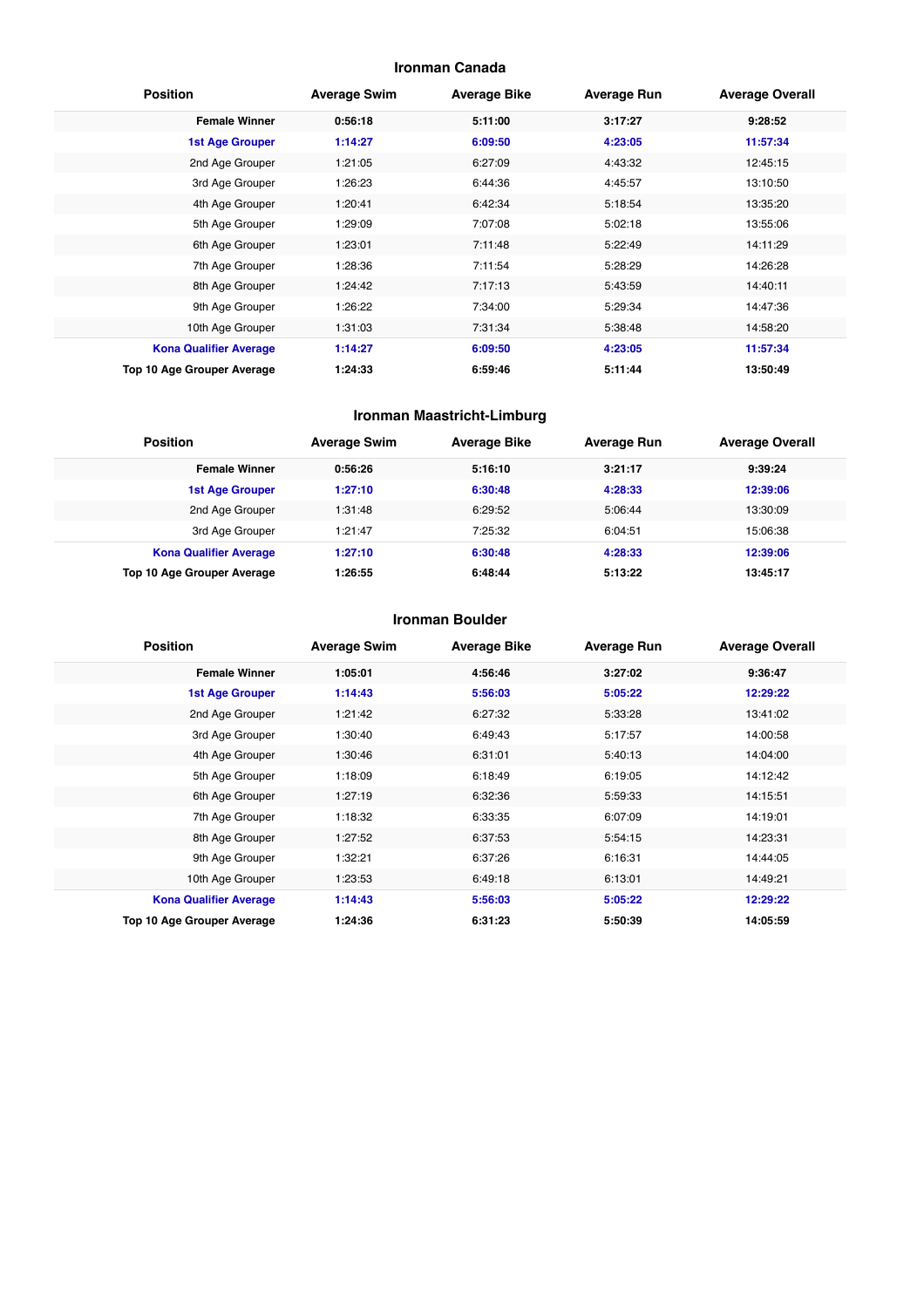### Ironman Canada

| Position | Average Swim | Average Bike | Average Run | Average Overall |
|---|---|---|---|---|
| **Female Winner** | **0:56:18** | **5:11:00** | **3:17:27** | **9:28:52** |
| **1st Age Grouper** | **1:14:27** | **6:09:50** | **4:23:05** | **11:57:34** |
| 2nd Age Grouper | 1:21:05 | 6:27:09 | 4:43:32 | 12:45:15 |
| 3rd Age Grouper | 1:26:23 | 6:44:36 | 4:45:57 | 13:10:50 |
| 4th Age Grouper | 1:20:41 | 6:42:34 | 5:18:54 | 13:35:20 |
| 5th Age Grouper | 1:29:09 | 7:07:08 | 5:02:18 | 13:55:06 |
| 6th Age Grouper | 1:23:01 | 7:11:48 | 5:22:49 | 14:11:29 |
| 7th Age Grouper | 1:28:36 | 7:11:54 | 5:28:29 | 14:26:28 |
| 8th Age Grouper | 1:24:42 | 7:17:13 | 5:43:59 | 14:40:11 |
| 9th Age Grouper | 1:26:22 | 7:34:00 | 5:29:34 | 14:47:36 |
| 10th Age Grouper | 1:31:03 | 7:31:34 | 5:38:48 | 14:58:20 |
| **Kona Qualifier Average** | **1:14:27** | **6:09:50** | **4:23:05** | **11:57:34** |
| **Top 10 Age Grouper Average** | **1:24:33** | **6:59:46** | **5:11:44** | **13:50:49** |

### Ironman Maastricht-Limburg

| Position | Average Swim | Average Bike | Average Run | Average Overall |
|---|---|---|---|---|
| **Female Winner** | **0:56:26** | **5:16:10** | **3:21:17** | **9:39:24** |
| **1st Age Grouper** | **1:27:10** | **6:30:48** | **4:28:33** | **12:39:06** |
| 2nd Age Grouper | 1:31:48 | 6:29:52 | 5:06:44 | 13:30:09 |
| 3rd Age Grouper | 1:21:47 | 7:25:32 | 6:04:51 | 15:06:38 |
| **Kona Qualifier Average** | **1:27:10** | **6:30:48** | **4:28:33** | **12:39:06** |
| **Top 10 Age Grouper Average** | **1:26:55** | **6:48:44** | **5:13:22** | **13:45:17** |

### Ironman Boulder

| Position | Average Swim | Average Bike | Average Run | Average Overall |
|---|---|---|---|---|
| **Female Winner** | **1:05:01** | **4:56:46** | **3:27:02** | **9:36:47** |
| **1st Age Grouper** | **1:14:43** | **5:56:03** | **5:05:22** | **12:29:22** |
| 2nd Age Grouper | 1:21:42 | 6:27:32 | 5:33:28 | 13:41:02 |
| 3rd Age Grouper | 1:30:40 | 6:49:43 | 5:17:57 | 14:00:58 |
| 4th Age Grouper | 1:30:46 | 6:31:01 | 5:40:13 | 14:04:00 |
| 5th Age Grouper | 1:18:09 | 6:18:49 | 6:19:05 | 14:12:42 |
| 6th Age Grouper | 1:27:19 | 6:32:36 | 5:59:33 | 14:15:51 |
| 7th Age Grouper | 1:18:32 | 6:33:35 | 6:07:09 | 14:19:01 |
| 8th Age Grouper | 1:27:52 | 6:37:53 | 5:54:15 | 14:23:31 |
| 9th Age Grouper | 1:32:21 | 6:37:26 | 6:16:31 | 14:44:05 |
| 10th Age Grouper | 1:23:53 | 6:49:18 | 6:13:01 | 14:49:21 |
| **Kona Qualifier Average** | **1:14:43** | **5:56:03** | **5:05:22** | **12:29:22** |
| **Top 10 Age Grouper Average** | **1:24:36** | **6:31:23** | **5:50:39** | **14:05:59** |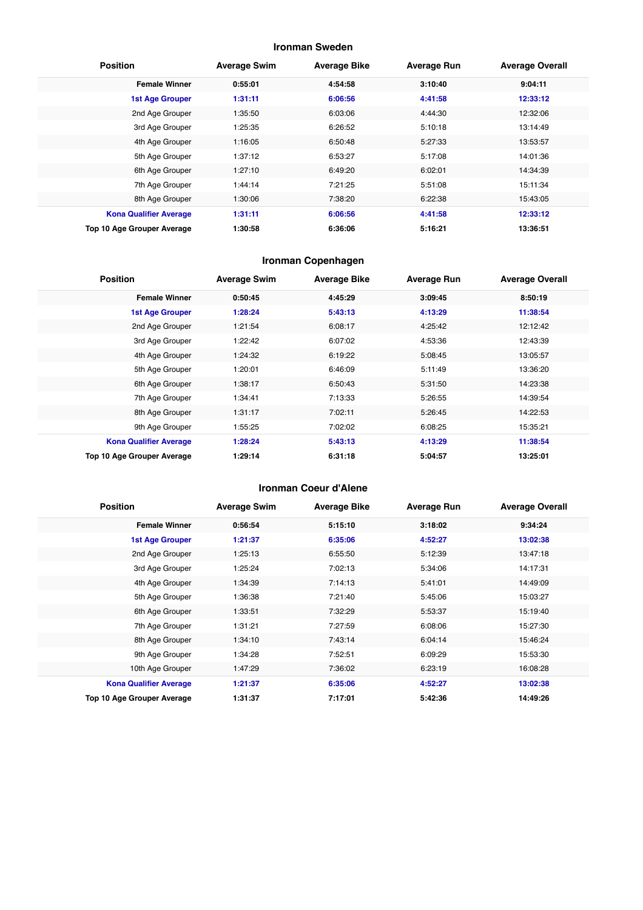### Ironman Sweden

| Position | Average Swim | Average Bike | Average Run | Average Overall |
|---|---|---|---|---|
| **Female Winner** | **0:55:01** | **4:54:58** | **3:10:40** | **9:04:11** |
| **1st Age Grouper** | **1:31:11** | **6:06:56** | **4:41:58** | **12:33:12** |
| 2nd Age Grouper | 1:35:50 | 6:03:06 | 4:44:30 | 12:32:06 |
| 3rd Age Grouper | 1:25:35 | 6:26:52 | 5:10:18 | 13:14:49 |
| 4th Age Grouper | 1:16:05 | 6:50:48 | 5:27:33 | 13:53:57 |
| 5th Age Grouper | 1:37:12 | 6:53:27 | 5:17:08 | 14:01:36 |
| 6th Age Grouper | 1:27:10 | 6:49:20 | 6:02:01 | 14:34:39 |
| 7th Age Grouper | 1:44:14 | 7:21:25 | 5:51:08 | 15:11:34 |
| 8th Age Grouper | 1:30:06 | 7:38:20 | 6:22:38 | 15:43:05 |
| **Kona Qualifier Average** | **1:31:11** | **6:06:56** | **4:41:58** | **12:33:12** |
| **Top 10 Age Grouper Average** | **1:30:58** | **6:36:06** | **5:16:21** | **13:36:51** |

### Ironman Copenhagen

| Position | Average Swim | Average Bike | Average Run | Average Overall |
|---|---|---|---|---|
| **Female Winner** | **0:50:45** | **4:45:29** | **3:09:45** | **8:50:19** |
| **1st Age Grouper** | **1:28:24** | **5:43:13** | **4:13:29** | **11:38:54** |
| 2nd Age Grouper | 1:21:54 | 6:08:17 | 4:25:42 | 12:12:42 |
| 3rd Age Grouper | 1:22:42 | 6:07:02 | 4:53:36 | 12:43:39 |
| 4th Age Grouper | 1:24:32 | 6:19:22 | 5:08:45 | 13:05:57 |
| 5th Age Grouper | 1:20:01 | 6:46:09 | 5:11:49 | 13:36:20 |
| 6th Age Grouper | 1:38:17 | 6:50:43 | 5:31:50 | 14:23:38 |
| 7th Age Grouper | 1:34:41 | 7:13:33 | 5:26:55 | 14:39:54 |
| 8th Age Grouper | 1:31:17 | 7:02:11 | 5:26:45 | 14:22:53 |
| 9th Age Grouper | 1:55:25 | 7:02:02 | 6:08:25 | 15:35:21 |
| **Kona Qualifier Average** | **1:28:24** | **5:43:13** | **4:13:29** | **11:38:54** |
| **Top 10 Age Grouper Average** | **1:29:14** | **6:31:18** | **5:04:57** | **13:25:01** |

### Ironman Coeur d'Alene

| Position | Average Swim | Average Bike | Average Run | Average Overall |
|---|---|---|---|---|
| **Female Winner** | **0:56:54** | **5:15:10** | **3:18:02** | **9:34:24** |
| **1st Age Grouper** | **1:21:37** | **6:35:06** | **4:52:27** | **13:02:38** |
| 2nd Age Grouper | 1:25:13 | 6:55:50 | 5:12:39 | 13:47:18 |
| 3rd Age Grouper | 1:25:24 | 7:02:13 | 5:34:06 | 14:17:31 |
| 4th Age Grouper | 1:34:39 | 7:14:13 | 5:41:01 | 14:49:09 |
| 5th Age Grouper | 1:36:38 | 7:21:40 | 5:45:06 | 15:03:27 |
| 6th Age Grouper | 1:33:51 | 7:32:29 | 5:53:37 | 15:19:40 |
| 7th Age Grouper | 1:31:21 | 7:27:59 | 6:08:06 | 15:27:30 |
| 8th Age Grouper | 1:34:10 | 7:43:14 | 6:04:14 | 15:46:24 |
| 9th Age Grouper | 1:34:28 | 7:52:51 | 6:09:29 | 15:53:30 |
| 10th Age Grouper | 1:47:29 | 7:36:02 | 6:23:19 | 16:08:28 |
| **Kona Qualifier Average** | **1:21:37** | **6:35:06** | **4:52:27** | **13:02:38** |
| **Top 10 Age Grouper Average** | **1:31:37** | **7:17:01** | **5:42:36** | **14:49:26** |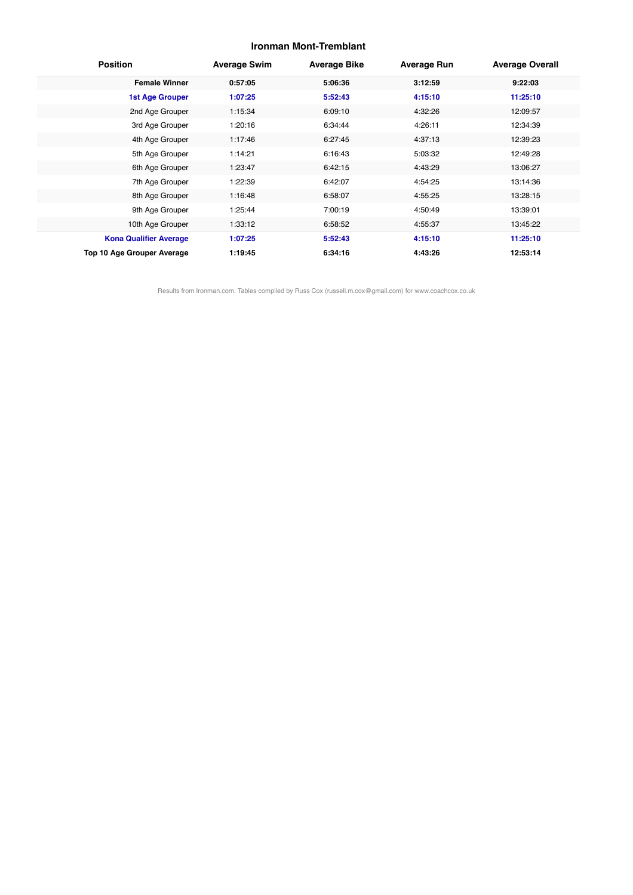## Ironman Mont-Tremblant

| Position | Average Swim | Average Bike | Average Run | Average Overall |
|---|---|---|---|---|
| **Female Winner** | **0:57:05** | **5:06:36** | **3:12:59** | **9:22:03** |
| **1st Age Grouper** | **1:07:25** | **5:52:43** | **4:15:10** | **11:25:10** |
| 2nd Age Grouper | 1:15:34 | 6:09:10 | 4:32:26 | 12:09:57 |
| 3rd Age Grouper | 1:20:16 | 6:34:44 | 4:26:11 | 12:34:39 |
| 4th Age Grouper | 1:17:46 | 6:27:45 | 4:37:13 | 12:39:23 |
| 5th Age Grouper | 1:14:21 | 6:16:43 | 5:03:32 | 12:49:28 |
| 6th Age Grouper | 1:23:47 | 6:42:15 | 4:43:29 | 13:06:27 |
| 7th Age Grouper | 1:22:39 | 6:42:07 | 4:54:25 | 13:14:36 |
| 8th Age Grouper | 1:16:48 | 6:58:07 | 4:55:25 | 13:28:15 |
| 9th Age Grouper | 1:25:44 | 7:00:19 | 4:50:49 | 13:39:01 |
| 10th Age Grouper | 1:33:12 | 6:58:52 | 4:55:37 | 13:45:22 |
| **Kona Qualifier Average** | **1:07:25** | **5:52:43** | **4:15:10** | **11:25:10** |
| **Top 10 Age Grouper Average** | **1:19:45** | **6:34:16** | **4:43:26** | **12:53:14** |

Results from Ironman.com. Tables compiled by Russ Cox (russell.m.cox@gmail.com) for www.coachcox.co.uk